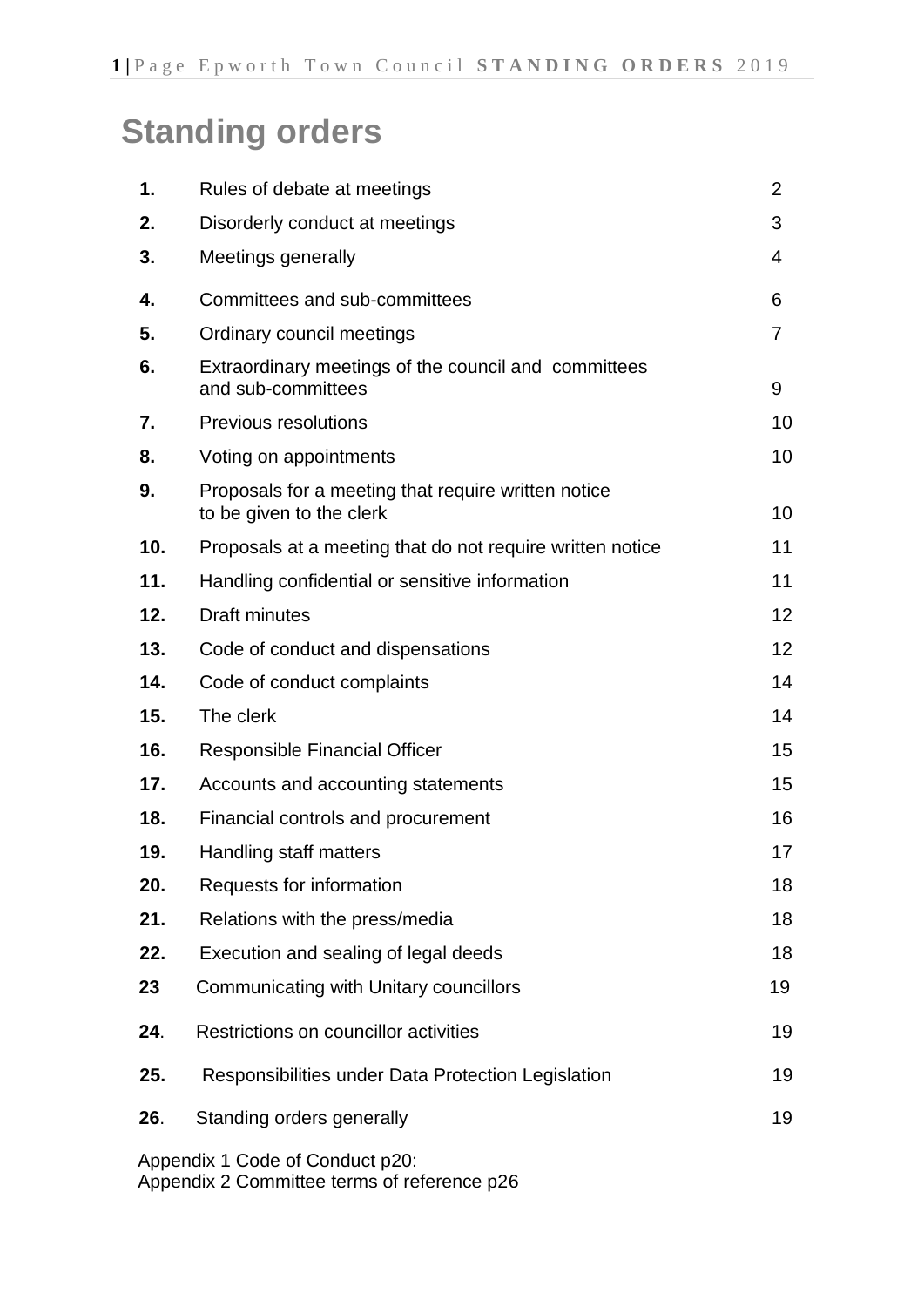# Standing orders

| | | |
|---|---|---|
| **1.** | Rules of debate at meetings | 2 |
| **2.** | Disorderly conduct at meetings | 3 |
| **3.** | Meetings generally | 4 |
| **4.** | Committees and sub-committees | 6 |
| **5.** | Ordinary council meetings | 7 |
| **6.** | Extraordinary meetings of the council and committees and sub-committees | 9 |
| **7.** | Previous resolutions | 10 |
| **8.** | Voting on appointments | 10 |
| **9.** | Proposals for a meeting that require written notice to be given to the clerk | 10 |
| **10.** | Proposals at a meeting that do not require written notice | 11 |
| **11.** | Handling confidential or sensitive information | 11 |
| **12.** | Draft minutes | 12 |
| **13.** | Code of conduct and dispensations | 12 |
| **14.** | Code of conduct complaints | 14 |
| **15.** | The clerk | 14 |
| **16.** | Responsible Financial Officer | 15 |
| **17.** | Accounts and accounting statements | 15 |
| **18.** | Financial controls and procurement | 16 |
| **19.** | Handling staff matters | 17 |
| **20.** | Requests for information | 18 |
| **21.** | Relations with the press/media | 18 |
| **22.** | Execution and sealing of legal deeds | 18 |
| **23** | Communicating with Unitary councillors | 19 |
| **24**. | Restrictions on councillor activities | 19 |
| **25.** | Responsibilities under Data Protection Legislation | 19 |
| **26**. | Standing orders generally | 19 |

Appendix 1 Code of Conduct p20:
Appendix 2 Committee terms of reference p26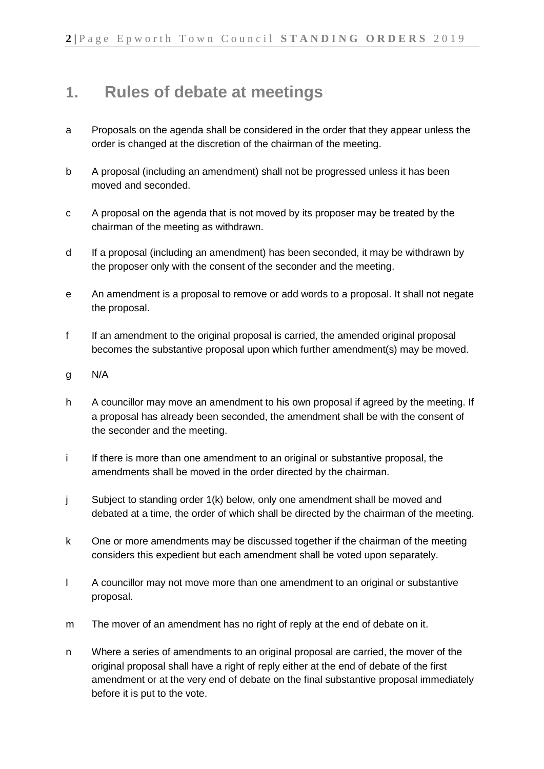# 1. Rules of debate at meetings

a Proposals on the agenda shall be considered in the order that they appear unless the order is changed at the discretion of the chairman of the meeting.

b A proposal (including an amendment) shall not be progressed unless it has been moved and seconded.

c A proposal on the agenda that is not moved by its proposer may be treated by the chairman of the meeting as withdrawn.

d If a proposal (including an amendment) has been seconded, it may be withdrawn by the proposer only with the consent of the seconder and the meeting.

e An amendment is a proposal to remove or add words to a proposal. It shall not negate the proposal.

f If an amendment to the original proposal is carried, the amended original proposal becomes the substantive proposal upon which further amendment(s) may be moved.

g N/A

h A councillor may move an amendment to his own proposal if agreed by the meeting. If a proposal has already been seconded, the amendment shall be with the consent of the seconder and the meeting.

i If there is more than one amendment to an original or substantive proposal, the amendments shall be moved in the order directed by the chairman.

j Subject to standing order 1(k) below, only one amendment shall be moved and debated at a time, the order of which shall be directed by the chairman of the meeting.

k One or more amendments may be discussed together if the chairman of the meeting considers this expedient but each amendment shall be voted upon separately.

l A councillor may not move more than one amendment to an original or substantive proposal.

m The mover of an amendment has no right of reply at the end of debate on it.

n Where a series of amendments to an original proposal are carried, the mover of the original proposal shall have a right of reply either at the end of debate of the first amendment or at the very end of debate on the final substantive proposal immediately before it is put to the vote.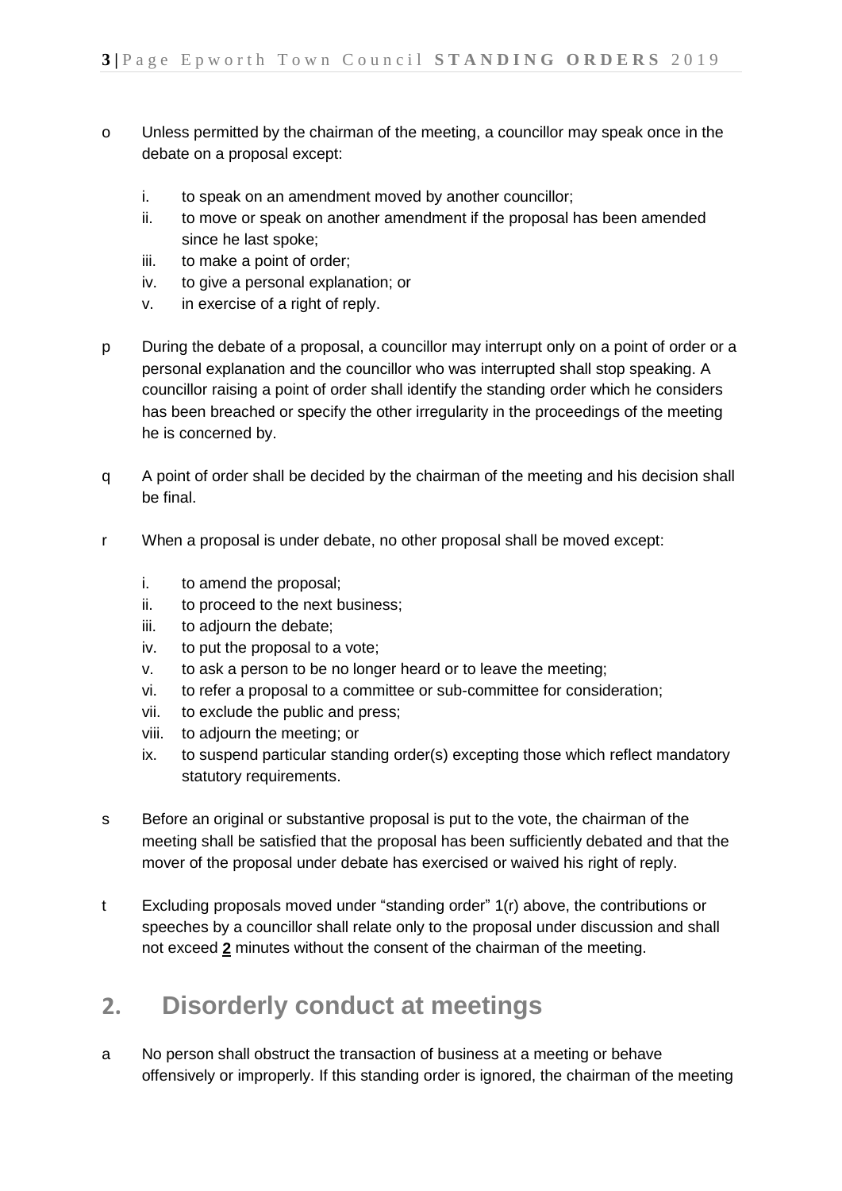o Unless permitted by the chairman of the meeting, a councillor may speak once in the debate on a proposal except:

  i. to speak on an amendment moved by another councillor;
  ii. to move or speak on another amendment if the proposal has been amended since he last spoke;
  iii. to make a point of order;
  iv. to give a personal explanation; or
  v. in exercise of a right of reply.

p During the debate of a proposal, a councillor may interrupt only on a point of order or a personal explanation and the councillor who was interrupted shall stop speaking. A councillor raising a point of order shall identify the standing order which he considers has been breached or specify the other irregularity in the proceedings of the meeting he is concerned by.

q A point of order shall be decided by the chairman of the meeting and his decision shall be final.

r When a proposal is under debate, no other proposal shall be moved except:

  i. to amend the proposal;
  ii. to proceed to the next business;
  iii. to adjourn the debate;
  iv. to put the proposal to a vote;
  v. to ask a person to be no longer heard or to leave the meeting;
  vi. to refer a proposal to a committee or sub-committee for consideration;
  vii. to exclude the public and press;
  viii. to adjourn the meeting; or
  ix. to suspend particular standing order(s) excepting those which reflect mandatory statutory requirements.

s Before an original or substantive proposal is put to the vote, the chairman of the meeting shall be satisfied that the proposal has been sufficiently debated and that the mover of the proposal under debate has exercised or waived his right of reply.

t Excluding proposals moved under "standing order" 1(r) above, the contributions or speeches by a councillor shall relate only to the proposal under discussion and shall not exceed **2** minutes without the consent of the chairman of the meeting.

## 2. Disorderly conduct at meetings

a No person shall obstruct the transaction of business at a meeting or behave offensively or improperly. If this standing order is ignored, the chairman of the meeting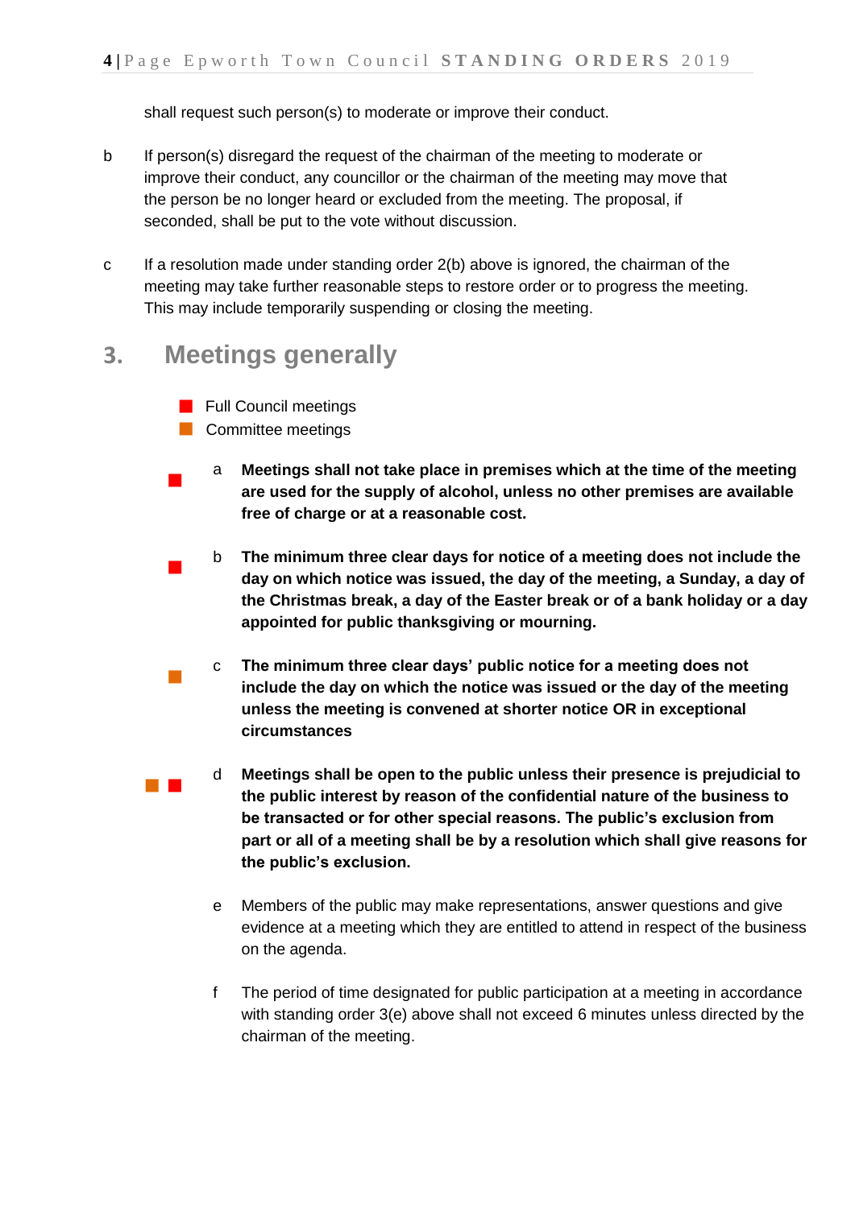shall request such person(s) to moderate or improve their conduct.

b If person(s) disregard the request of the chairman of the meeting to moderate or improve their conduct, any councillor or the chairman of the meeting may move that the person be no longer heard or excluded from the meeting. The proposal, if seconded, shall be put to the vote without discussion.

c If a resolution made under standing order 2(b) above is ignored, the chairman of the meeting may take further reasonable steps to restore order or to progress the meeting. This may include temporarily suspending or closing the meeting.

## 3. Meetings generally

- ■ Full Council meetings
- ■ Committee meetings

■ a **Meetings shall not take place in premises which at the time of the meeting are used for the supply of alcohol, unless no other premises are available free of charge or at a reasonable cost.**

■ b **The minimum three clear days for notice of a meeting does not include the day on which notice was issued, the day of the meeting, a Sunday, a day of the Christmas break, a day of the Easter break or of a bank holiday or a day appointed for public thanksgiving or mourning.**

■ c **The minimum three clear days' public notice for a meeting does not include the day on which the notice was issued or the day of the meeting unless the meeting is convened at shorter notice OR in exceptional circumstances**

■ ■ d **Meetings shall be open to the public unless their presence is prejudicial to the public interest by reason of the confidential nature of the business to be transacted or for other special reasons. The public's exclusion from part or all of a meeting shall be by a resolution which shall give reasons for the public's exclusion.**

e Members of the public may make representations, answer questions and give evidence at a meeting which they are entitled to attend in respect of the business on the agenda.

f The period of time designated for public participation at a meeting in accordance with standing order 3(e) above shall not exceed 6 minutes unless directed by the chairman of the meeting.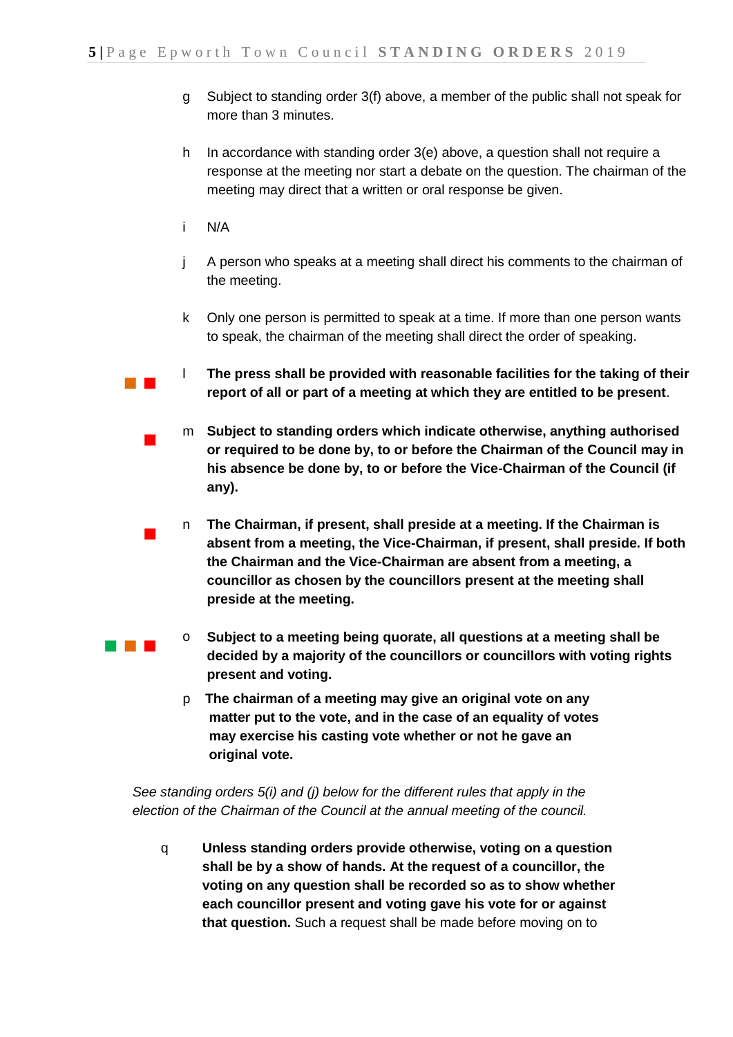g Subject to standing order 3(f) above, a member of the public shall not speak for more than 3 minutes.

h In accordance with standing order 3(e) above, a question shall not require a response at the meeting nor start a debate on the question. The chairman of the meeting may direct that a written or oral response be given.

i N/A

j A person who speaks at a meeting shall direct his comments to the chairman of the meeting.

k Only one person is permitted to speak at a time. If more than one person wants to speak, the chairman of the meeting shall direct the order of speaking.

l **The press shall be provided with reasonable facilities for the taking of their report of all or part of a meeting at which they are entitled to be present**.

m **Subject to standing orders which indicate otherwise, anything authorised or required to be done by, to or before the Chairman of the Council may in his absence be done by, to or before the Vice-Chairman of the Council (if any).**

n **The Chairman, if present, shall preside at a meeting. If the Chairman is absent from a meeting, the Vice-Chairman, if present, shall preside. If both the Chairman and the Vice-Chairman are absent from a meeting, a councillor as chosen by the councillors present at the meeting shall preside at the meeting.**

o **Subject to a meeting being quorate, all questions at a meeting shall be decided by a majority of the councillors or councillors with voting rights present and voting.**

p **The chairman of a meeting may give an original vote on any matter put to the vote, and in the case of an equality of votes may exercise his casting vote whether or not he gave an original vote.**

*See standing orders 5(i) and (j) below for the different rules that apply in the election of the Chairman of the Council at the annual meeting of the council.*

q **Unless standing orders provide otherwise, voting on a question shall be by a show of hands. At the request of a councillor, the voting on any question shall be recorded so as to show whether each councillor present and voting gave his vote for or against that question.** Such a request shall be made before moving on to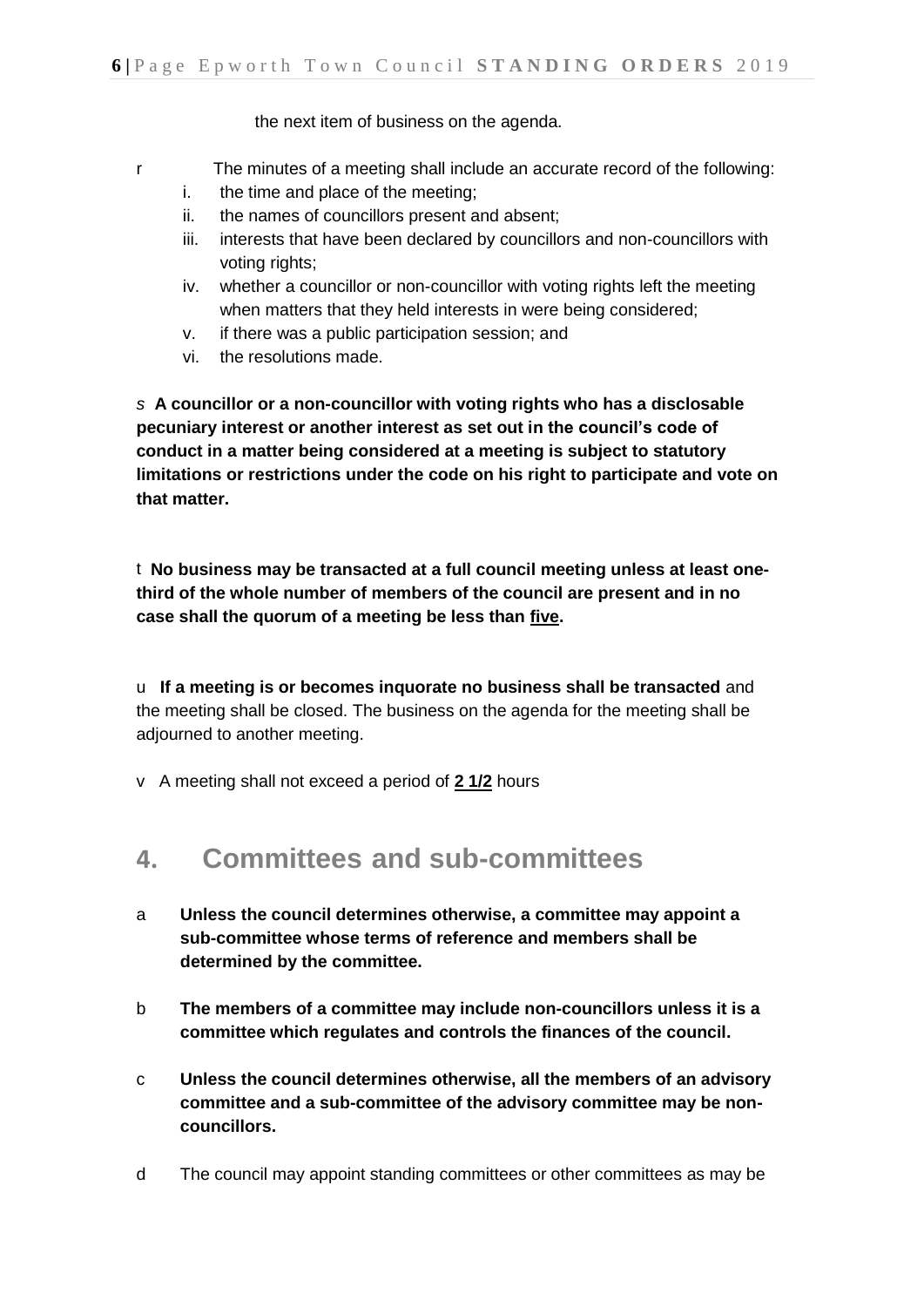the next item of business on the agenda.

r The minutes of a meeting shall include an accurate record of the following:

i. the time and place of the meeting;
ii. the names of councillors present and absent;
iii. interests that have been declared by councillors and non-councillors with voting rights;
iv. whether a councillor or non-councillor with voting rights left the meeting when matters that they held interests in were being considered;
v. if there was a public participation session; and
vi. the resolutions made.

*s* **A councillor or a non-councillor with voting rights who has a disclosable pecuniary interest or another interest as set out in the council's code of conduct in a matter being considered at a meeting is subject to statutory limitations or restrictions under the code on his right to participate and vote on that matter.**

t **No business may be transacted at a full council meeting unless at least one-third of the whole number of members of the council are present and in no case shall the quorum of a meeting be less than <u>five</u>.**

u **If a meeting is or becomes inquorate no business shall be transacted** and the meeting shall be closed. The business on the agenda for the meeting shall be adjourned to another meeting.

v A meeting shall not exceed a period of **<u>2 1/2</u>** hours

## 4. Committees and sub-committees

a **Unless the council determines otherwise, a committee may appoint a sub-committee whose terms of reference and members shall be determined by the committee.**

b **The members of a committee may include non-councillors unless it is a committee which regulates and controls the finances of the council.**

c **Unless the council determines otherwise, all the members of an advisory committee and a sub-committee of the advisory committee may be non-councillors.**

d The council may appoint standing committees or other committees as may be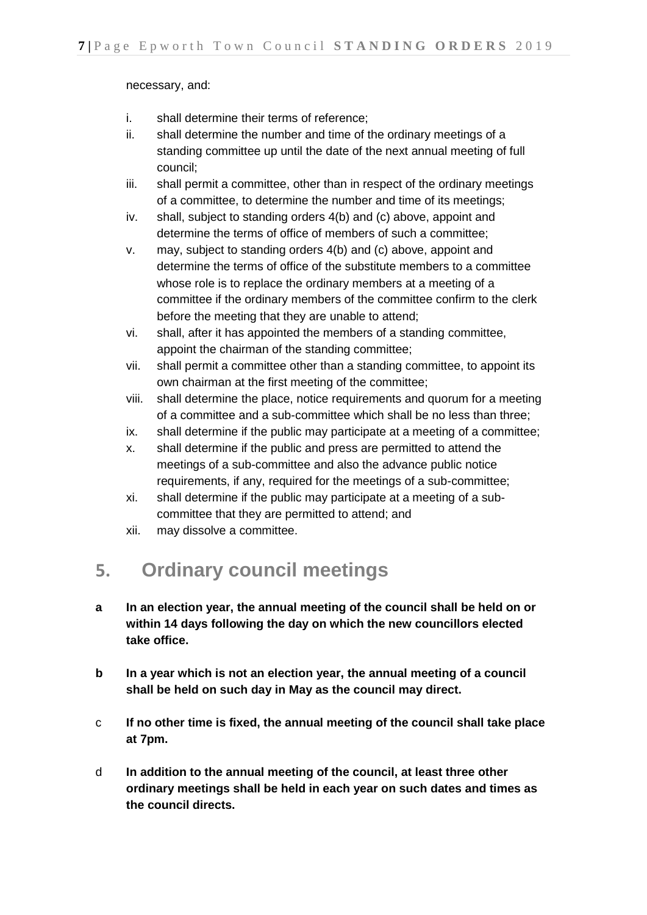necessary, and:

i. shall determine their terms of reference;
ii. shall determine the number and time of the ordinary meetings of a standing committee up until the date of the next annual meeting of full council;
iii. shall permit a committee, other than in respect of the ordinary meetings of a committee, to determine the number and time of its meetings;
iv. shall, subject to standing orders 4(b) and (c) above, appoint and determine the terms of office of members of such a committee;
v. may, subject to standing orders 4(b) and (c) above, appoint and determine the terms of office of the substitute members to a committee whose role is to replace the ordinary members at a meeting of a committee if the ordinary members of the committee confirm to the clerk before the meeting that they are unable to attend;
vi. shall, after it has appointed the members of a standing committee, appoint the chairman of the standing committee;
vii. shall permit a committee other than a standing committee, to appoint its own chairman at the first meeting of the committee;
viii. shall determine the place, notice requirements and quorum for a meeting of a committee and a sub-committee which shall be no less than three;
ix. shall determine if the public may participate at a meeting of a committee;
x. shall determine if the public and press are permitted to attend the meetings of a sub-committee and also the advance public notice requirements, if any, required for the meetings of a sub-committee;
xi. shall determine if the public may participate at a meeting of a sub-committee that they are permitted to attend; and
xii. may dissolve a committee.

## 5. Ordinary council meetings

**a In an election year, the annual meeting of the council shall be held on or within 14 days following the day on which the new councillors elected take office.**

**b In a year which is not an election year, the annual meeting of a council shall be held on such day in May as the council may direct.**

c **If no other time is fixed, the annual meeting of the council shall take place at 7pm.**

d **In addition to the annual meeting of the council, at least three other ordinary meetings shall be held in each year on such dates and times as the council directs.**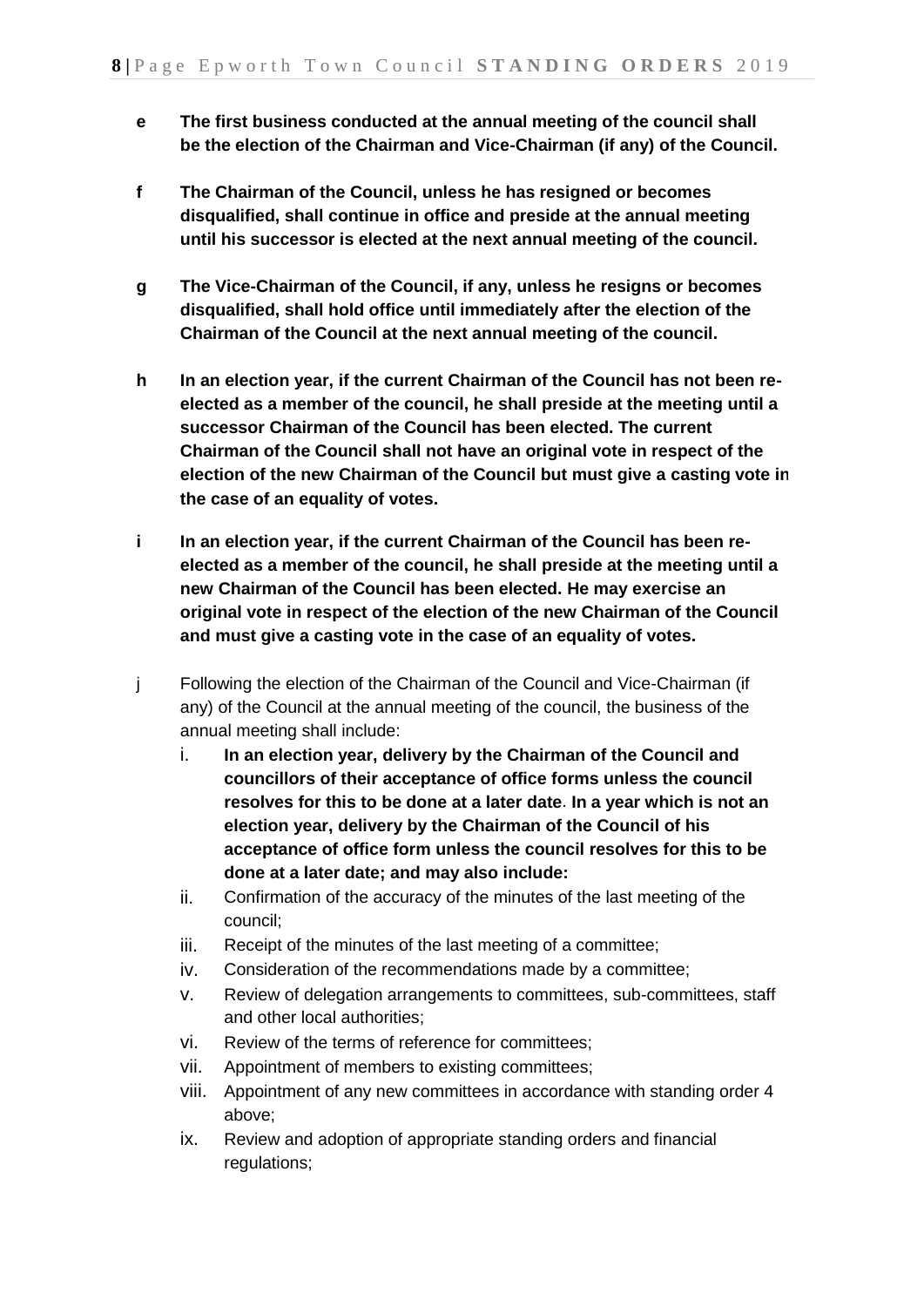**e** **The first business conducted at the annual meeting of the council shall be the election of the Chairman and Vice-Chairman (if any) of the Council.**

**f** **The Chairman of the Council, unless he has resigned or becomes disqualified, shall continue in office and preside at the annual meeting until his successor is elected at the next annual meeting of the council.**

**g** **The Vice-Chairman of the Council, if any, unless he resigns or becomes disqualified, shall hold office until immediately after the election of the Chairman of the Council at the next annual meeting of the council.**

**h** **In an election year, if the current Chairman of the Council has not been re-elected as a member of the council, he shall preside at the meeting until a successor Chairman of the Council has been elected. The current Chairman of the Council shall not have an original vote in respect of the election of the new Chairman of the Council but must give a casting vote in the case of an equality of votes.**

**i** **In an election year, if the current Chairman of the Council has been re-elected as a member of the council, he shall preside at the meeting until a new Chairman of the Council has been elected. He may exercise an original vote in respect of the election of the new Chairman of the Council and must give a casting vote in the case of an equality of votes.**

j Following the election of the Chairman of the Council and Vice-Chairman (if any) of the Council at the annual meeting of the council, the business of the annual meeting shall include:

i. **In an election year, delivery by the Chairman of the Council and councillors of their acceptance of office forms unless the council resolves for this to be done at a later date**. **In a year which is not an election year, delivery by the Chairman of the Council of his acceptance of office form unless the council resolves for this to be done at a later date; and may also include:**
ii. Confirmation of the accuracy of the minutes of the last meeting of the council;
iii. Receipt of the minutes of the last meeting of a committee;
iv. Consideration of the recommendations made by a committee;
v. Review of delegation arrangements to committees, sub-committees, staff and other local authorities;
vi. Review of the terms of reference for committees;
vii. Appointment of members to existing committees;
viii. Appointment of any new committees in accordance with standing order 4 above;
ix. Review and adoption of appropriate standing orders and financial regulations;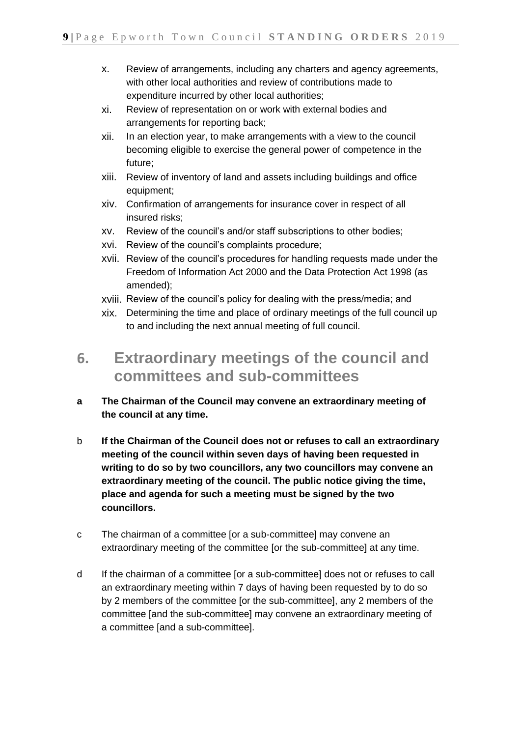x. Review of arrangements, including any charters and agency agreements, with other local authorities and review of contributions made to expenditure incurred by other local authorities;
xi. Review of representation on or work with external bodies and arrangements for reporting back;
xii. In an election year, to make arrangements with a view to the council becoming eligible to exercise the general power of competence in the future;
xiii. Review of inventory of land and assets including buildings and office equipment;
xiv. Confirmation of arrangements for insurance cover in respect of all insured risks;
xv. Review of the council's and/or staff subscriptions to other bodies;
xvi. Review of the council's complaints procedure;
xvii. Review of the council's procedures for handling requests made under the Freedom of Information Act 2000 and the Data Protection Act 1998 (as amended);
xviii. Review of the council's policy for dealing with the press/media; and
xix. Determining the time and place of ordinary meetings of the full council up to and including the next annual meeting of full council.

## 6. Extraordinary meetings of the council and committees and sub-committees

**a The Chairman of the Council may convene an extraordinary meeting of the council at any time.**

b **If the Chairman of the Council does not or refuses to call an extraordinary meeting of the council within seven days of having been requested in writing to do so by two councillors, any two councillors may convene an extraordinary meeting of the council. The public notice giving the time, place and agenda for such a meeting must be signed by the two councillors.**

c The chairman of a committee [or a sub-committee] may convene an extraordinary meeting of the committee [or the sub-committee] at any time.

d If the chairman of a committee [or a sub-committee] does not or refuses to call an extraordinary meeting within 7 days of having been requested by to do so by 2 members of the committee [or the sub-committee], any 2 members of the committee [and the sub-committee] may convene an extraordinary meeting of a committee [and a sub-committee].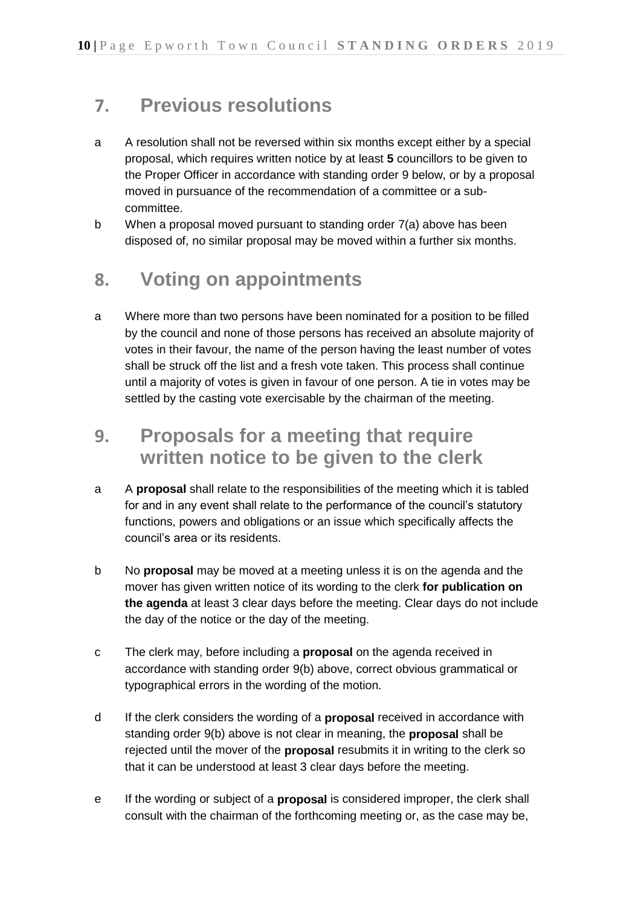## 7. Previous resolutions

a A resolution shall not be reversed within six months except either by a special proposal, which requires written notice by at least **5** councillors to be given to the Proper Officer in accordance with standing order 9 below, or by a proposal moved in pursuance of the recommendation of a committee or a sub-committee.

b When a proposal moved pursuant to standing order 7(a) above has been disposed of, no similar proposal may be moved within a further six months.

## 8. Voting on appointments

a Where more than two persons have been nominated for a position to be filled by the council and none of those persons has received an absolute majority of votes in their favour, the name of the person having the least number of votes shall be struck off the list and a fresh vote taken. This process shall continue until a majority of votes is given in favour of one person. A tie in votes may be settled by the casting vote exercisable by the chairman of the meeting.

## 9. Proposals for a meeting that require written notice to be given to the clerk

a A **proposal** shall relate to the responsibilities of the meeting which it is tabled for and in any event shall relate to the performance of the council's statutory functions, powers and obligations or an issue which specifically affects the council's area or its residents.

b No **proposal** may be moved at a meeting unless it is on the agenda and the mover has given written notice of its wording to the clerk **for publication on the agenda** at least 3 clear days before the meeting. Clear days do not include the day of the notice or the day of the meeting.

c The clerk may, before including a **proposal** on the agenda received in accordance with standing order 9(b) above, correct obvious grammatical or typographical errors in the wording of the motion.

d If the clerk considers the wording of a **proposal** received in accordance with standing order 9(b) above is not clear in meaning, the **proposal** shall be rejected until the mover of the **proposal** resubmits it in writing to the clerk so that it can be understood at least 3 clear days before the meeting.

e If the wording or subject of a **proposal** is considered improper, the clerk shall consult with the chairman of the forthcoming meeting or, as the case may be,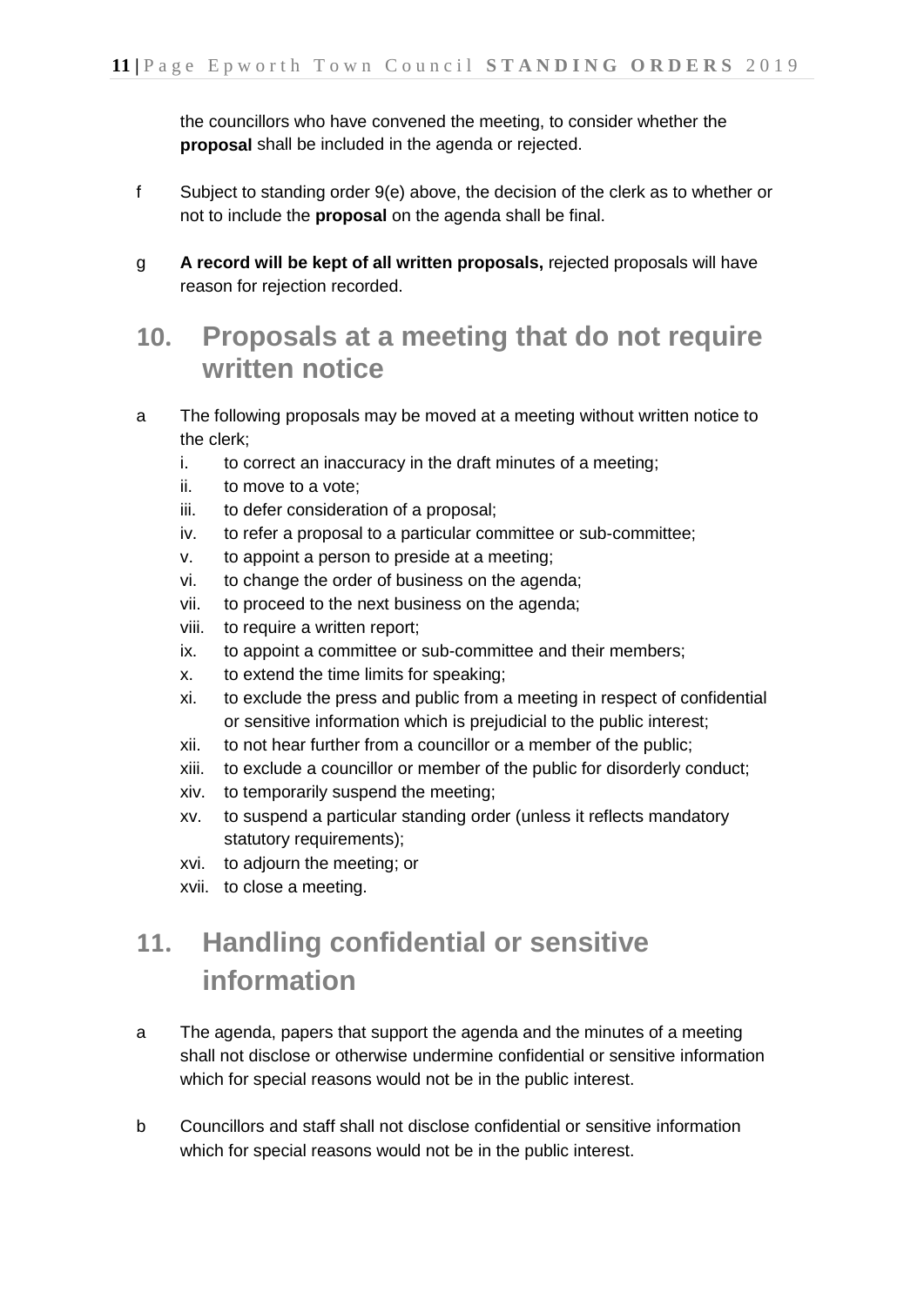the councillors who have convened the meeting, to consider whether the **proposal** shall be included in the agenda or rejected.

f  Subject to standing order 9(e) above, the decision of the clerk as to whether or not to include the **proposal** on the agenda shall be final.

g  **A record will be kept of all written proposals,** rejected proposals will have reason for rejection recorded.

## 10. Proposals at a meeting that do not require written notice

a  The following proposals may be moved at a meeting without written notice to the clerk;

   i. to correct an inaccuracy in the draft minutes of a meeting;
   ii. to move to a vote;
   iii. to defer consideration of a proposal;
   iv. to refer a proposal to a particular committee or sub-committee;
   v. to appoint a person to preside at a meeting;
   vi. to change the order of business on the agenda;
   vii. to proceed to the next business on the agenda;
   viii. to require a written report;
   ix. to appoint a committee or sub-committee and their members;
   x. to extend the time limits for speaking;
   xi. to exclude the press and public from a meeting in respect of confidential or sensitive information which is prejudicial to the public interest;
   xii. to not hear further from a councillor or a member of the public;
   xiii. to exclude a councillor or member of the public for disorderly conduct;
   xiv. to temporarily suspend the meeting;
   xv. to suspend a particular standing order (unless it reflects mandatory statutory requirements);
   xvi. to adjourn the meeting; or
   xvii. to close a meeting.

## 11. Handling confidential or sensitive information

a  The agenda, papers that support the agenda and the minutes of a meeting shall not disclose or otherwise undermine confidential or sensitive information which for special reasons would not be in the public interest.

b  Councillors and staff shall not disclose confidential or sensitive information which for special reasons would not be in the public interest.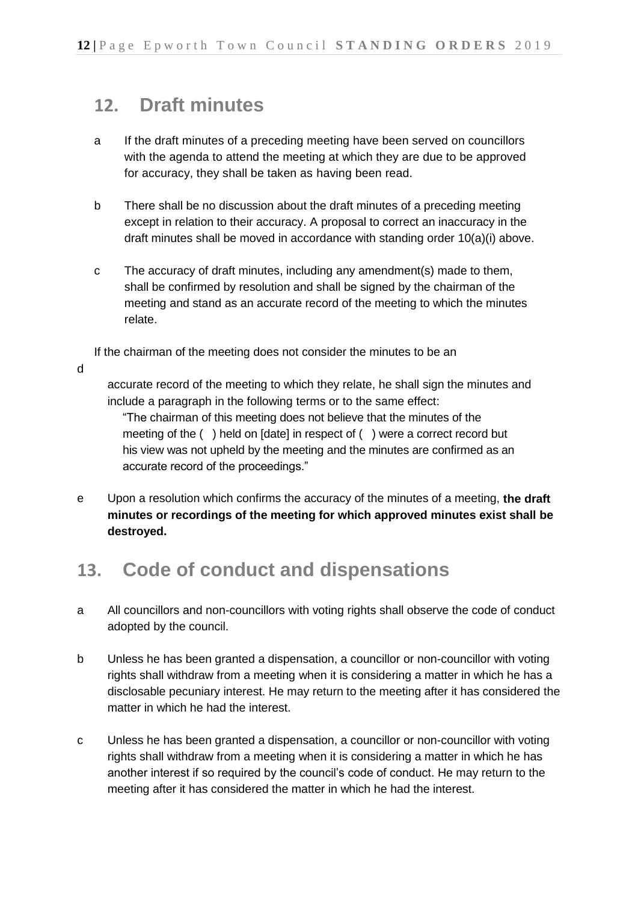## 12. Draft minutes

a If the draft minutes of a preceding meeting have been served on councillors with the agenda to attend the meeting at which they are due to be approved for accuracy, they shall be taken as having been read.

b There shall be no discussion about the draft minutes of a preceding meeting except in relation to their accuracy. A proposal to correct an inaccuracy in the draft minutes shall be moved in accordance with standing order 10(a)(i) above.

c The accuracy of draft minutes, including any amendment(s) made to them, shall be confirmed by resolution and shall be signed by the chairman of the meeting and stand as an accurate record of the meeting to which the minutes relate.

d If the chairman of the meeting does not consider the minutes to be an accurate record of the meeting to which they relate, he shall sign the minutes and include a paragraph in the following terms or to the same effect:

"The chairman of this meeting does not believe that the minutes of the meeting of the ( ) held on [date] in respect of ( ) were a correct record but his view was not upheld by the meeting and the minutes are confirmed as an accurate record of the proceedings."

e Upon a resolution which confirms the accuracy of the minutes of a meeting, **the draft minutes or recordings of the meeting for which approved minutes exist shall be destroyed.**

## 13. Code of conduct and dispensations

a All councillors and non-councillors with voting rights shall observe the code of conduct adopted by the council.

b Unless he has been granted a dispensation, a councillor or non-councillor with voting rights shall withdraw from a meeting when it is considering a matter in which he has a disclosable pecuniary interest. He may return to the meeting after it has considered the matter in which he had the interest.

c Unless he has been granted a dispensation, a councillor or non-councillor with voting rights shall withdraw from a meeting when it is considering a matter in which he has another interest if so required by the council's code of conduct. He may return to the meeting after it has considered the matter in which he had the interest.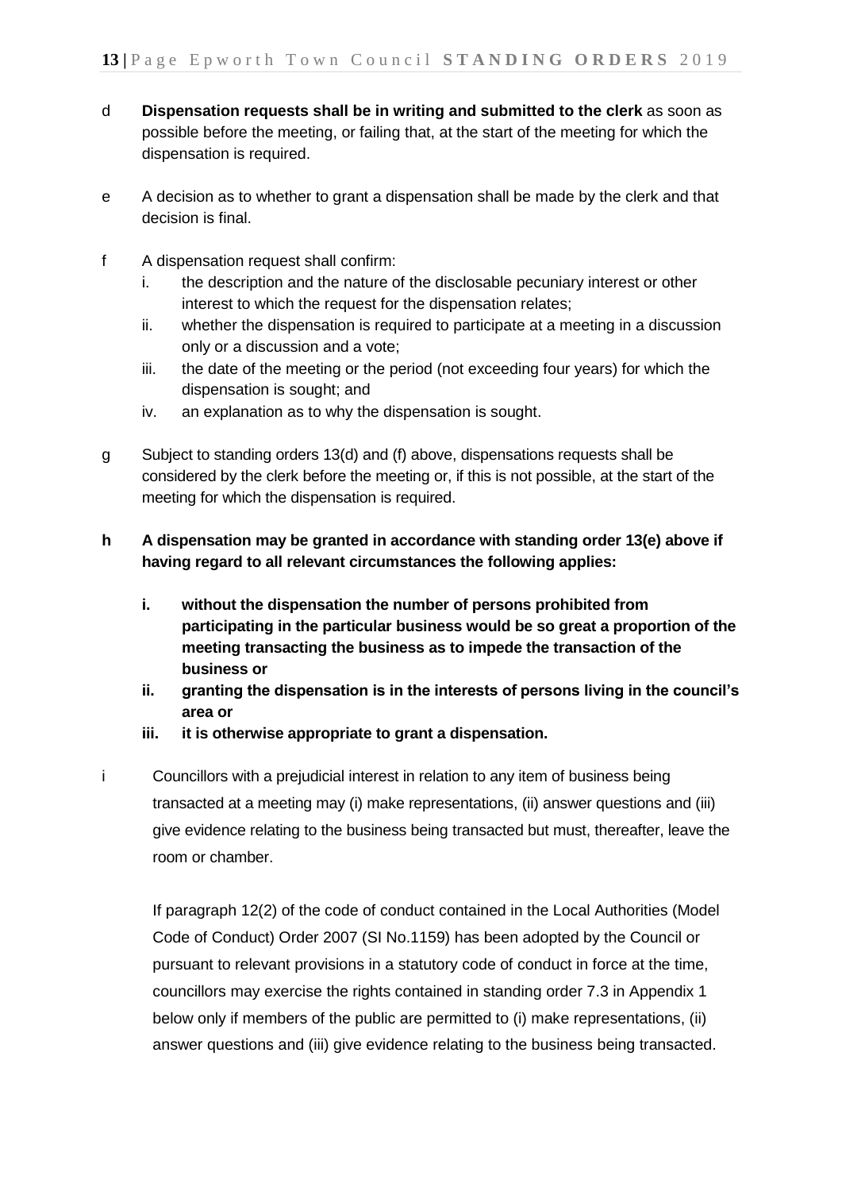d **Dispensation requests shall be in writing and submitted to the clerk** as soon as possible before the meeting, or failing that, at the start of the meeting for which the dispensation is required.

e A decision as to whether to grant a dispensation shall be made by the clerk and that decision is final.

f A dispensation request shall confirm:

   i. the description and the nature of the disclosable pecuniary interest or other interest to which the request for the dispensation relates;
   ii. whether the dispensation is required to participate at a meeting in a discussion only or a discussion and a vote;
   iii. the date of the meeting or the period (not exceeding four years) for which the dispensation is sought; and
   iv. an explanation as to why the dispensation is sought.

g Subject to standing orders 13(d) and (f) above, dispensations requests shall be considered by the clerk before the meeting or, if this is not possible, at the start of the meeting for which the dispensation is required.

**h A dispensation may be granted in accordance with standing order 13(e) above if having regard to all relevant circumstances the following applies:**

   **i. without the dispensation the number of persons prohibited from participating in the particular business would be so great a proportion of the meeting transacting the business as to impede the transaction of the business or**
   **ii. granting the dispensation is in the interests of persons living in the council's area or**
   **iii. it is otherwise appropriate to grant a dispensation.**

i Councillors with a prejudicial interest in relation to any item of business being transacted at a meeting may (i) make representations, (ii) answer questions and (iii) give evidence relating to the business being transacted but must, thereafter, leave the room or chamber.

If paragraph 12(2) of the code of conduct contained in the Local Authorities (Model Code of Conduct) Order 2007 (SI No.1159) has been adopted by the Council or pursuant to relevant provisions in a statutory code of conduct in force at the time, councillors may exercise the rights contained in standing order 7.3 in Appendix 1 below only if members of the public are permitted to (i) make representations, (ii) answer questions and (iii) give evidence relating to the business being transacted.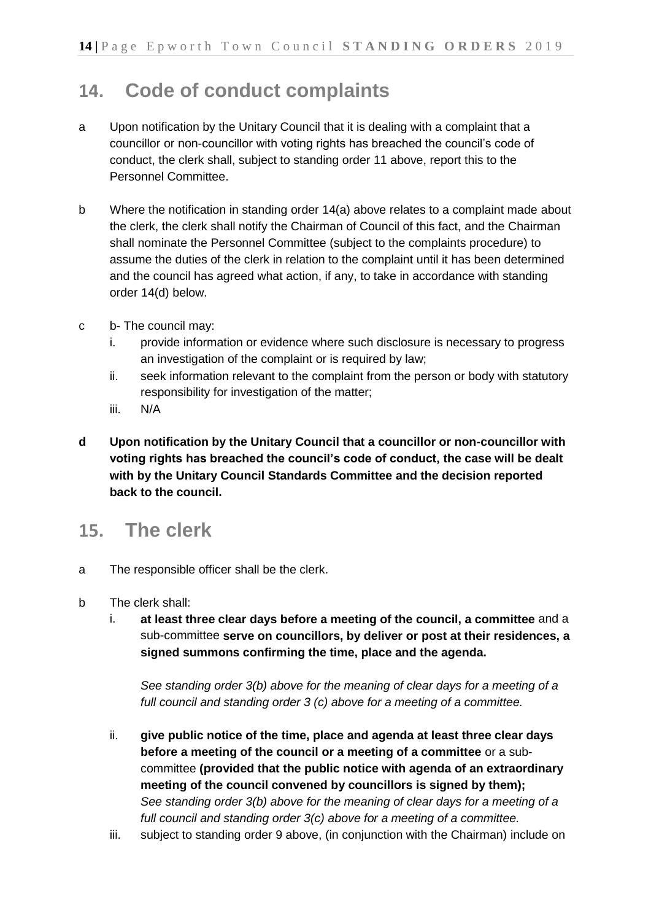## 14. Code of conduct complaints

a  Upon notification by the Unitary Council that it is dealing with a complaint that a councillor or non-councillor with voting rights has breached the council's code of conduct, the clerk shall, subject to standing order 11 above, report this to the Personnel Committee.

b  Where the notification in standing order 14(a) above relates to a complaint made about the clerk, the clerk shall notify the Chairman of Council of this fact, and the Chairman shall nominate the Personnel Committee (subject to the complaints procedure) to assume the duties of the clerk in relation to the complaint until it has been determined and the council has agreed what action, if any, to take in accordance with standing order 14(d) below.

c  b- The council may:

   i. provide information or evidence where such disclosure is necessary to progress an investigation of the complaint or is required by law;
   ii. seek information relevant to the complaint from the person or body with statutory responsibility for investigation of the matter;
   iii. N/A

**d  Upon notification by the Unitary Council that a councillor or non-councillor with voting rights has breached the council's code of conduct, the case will be dealt with by the Unitary Council Standards Committee and the decision reported back to the council.**

## 15. The clerk

a  The responsible officer shall be the clerk.

b  The clerk shall:

   i. **at least three clear days before a meeting of the council, a committee** and a sub-committee **serve on councillors, by deliver or post at their residences, a signed summons confirming the time, place and the agenda.**

      *See standing order 3(b) above for the meaning of clear days for a meeting of a full council and standing order 3 (c) above for a meeting of a committee.*

   ii. **give public notice of the time, place and agenda at least three clear days before a meeting of the council or a meeting of a committee** or a sub-committee **(provided that the public notice with agenda of an extraordinary meeting of the council convened by councillors is signed by them);**
      *See standing order 3(b) above for the meaning of clear days for a meeting of a full council and standing order 3(c) above for a meeting of a committee.*
   iii. subject to standing order 9 above, (in conjunction with the Chairman) include on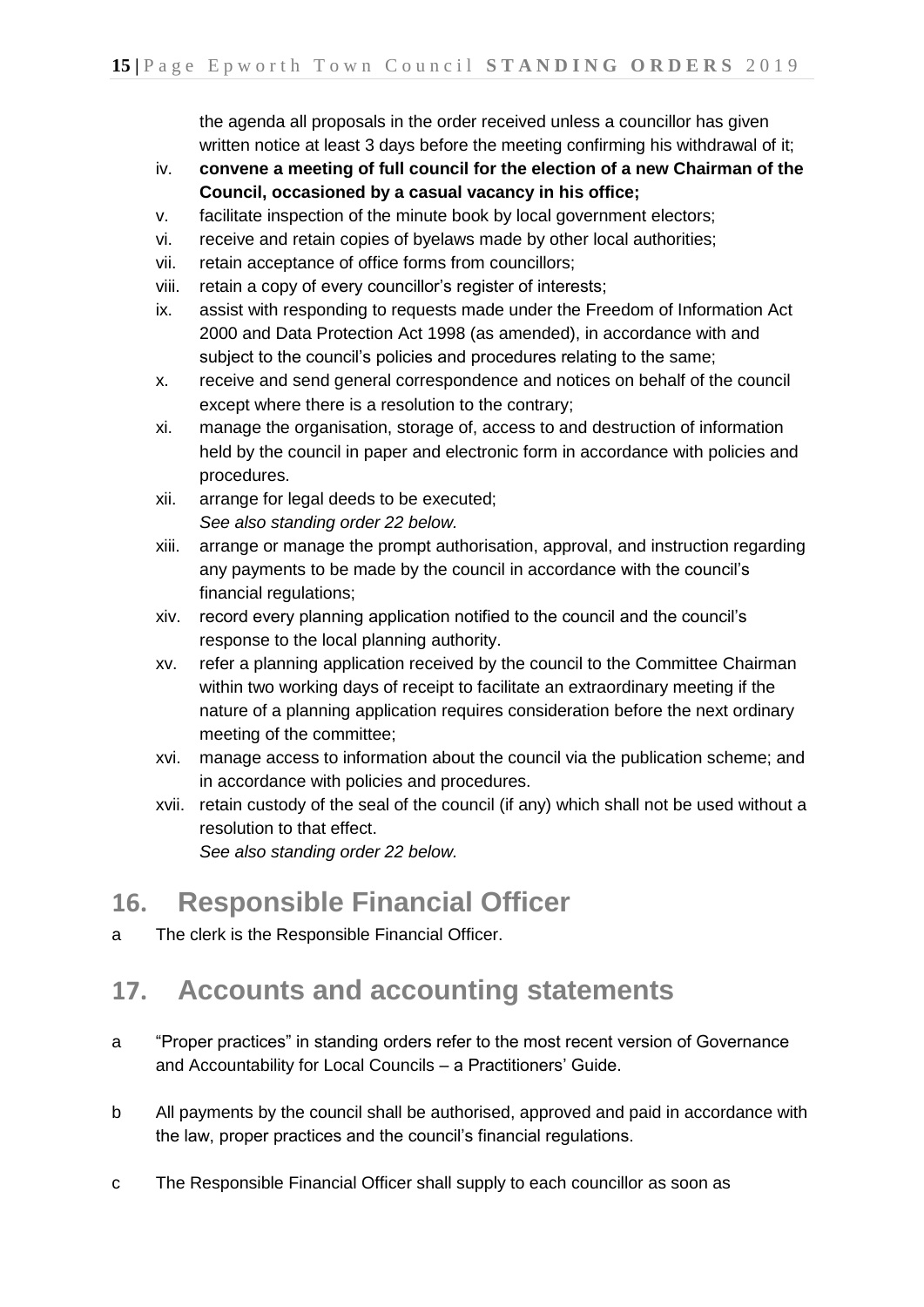the agenda all proposals in the order received unless a councillor has given written notice at least 3 days before the meeting confirming his withdrawal of it;

iv. **convene a meeting of full council for the election of a new Chairman of the Council, occasioned by a casual vacancy in his office;**

v. facilitate inspection of the minute book by local government electors;

vi. receive and retain copies of byelaws made by other local authorities;

vii. retain acceptance of office forms from councillors;

viii. retain a copy of every councillor's register of interests;

ix. assist with responding to requests made under the Freedom of Information Act 2000 and Data Protection Act 1998 (as amended), in accordance with and subject to the council's policies and procedures relating to the same;

x. receive and send general correspondence and notices on behalf of the council except where there is a resolution to the contrary;

xi. manage the organisation, storage of, access to and destruction of information held by the council in paper and electronic form in accordance with policies and procedures.

xii. arrange for legal deeds to be executed;
*See also standing order 22 below.*

xiii. arrange or manage the prompt authorisation, approval, and instruction regarding any payments to be made by the council in accordance with the council's financial regulations;

xiv. record every planning application notified to the council and the council's response to the local planning authority.

xv. refer a planning application received by the council to the Committee Chairman within two working days of receipt to facilitate an extraordinary meeting if the nature of a planning application requires consideration before the next ordinary meeting of the committee;

xvi. manage access to information about the council via the publication scheme; and in accordance with policies and procedures.

xvii. retain custody of the seal of the council (if any) which shall not be used without a resolution to that effect.
*See also standing order 22 below.*

## 16. Responsible Financial Officer

a The clerk is the Responsible Financial Officer.

## 17. Accounts and accounting statements

a "Proper practices" in standing orders refer to the most recent version of Governance and Accountability for Local Councils – a Practitioners' Guide.

b All payments by the council shall be authorised, approved and paid in accordance with the law, proper practices and the council's financial regulations.

c The Responsible Financial Officer shall supply to each councillor as soon as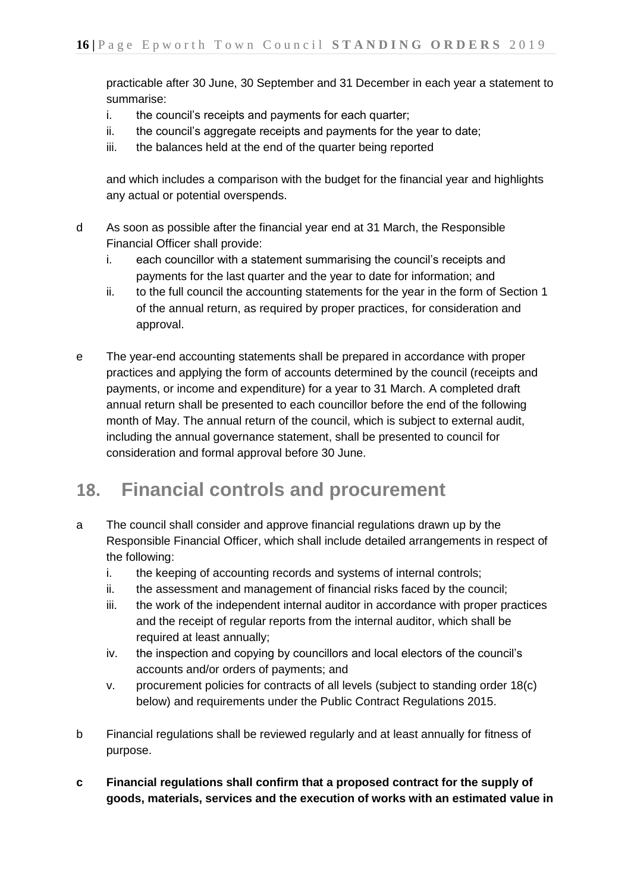practicable after 30 June, 30 September and 31 December in each year a statement to summarise:

i. the council's receipts and payments for each quarter;
ii. the council's aggregate receipts and payments for the year to date;
iii. the balances held at the end of the quarter being reported

and which includes a comparison with the budget for the financial year and highlights any actual or potential overspends.

d As soon as possible after the financial year end at 31 March, the Responsible Financial Officer shall provide:

i. each councillor with a statement summarising the council's receipts and payments for the last quarter and the year to date for information; and
ii. to the full council the accounting statements for the year in the form of Section 1 of the annual return, as required by proper practices, for consideration and approval.

e The year-end accounting statements shall be prepared in accordance with proper practices and applying the form of accounts determined by the council (receipts and payments, or income and expenditure) for a year to 31 March. A completed draft annual return shall be presented to each councillor before the end of the following month of May. The annual return of the council, which is subject to external audit, including the annual governance statement, shall be presented to council for consideration and formal approval before 30 June.

## 18. Financial controls and procurement

a The council shall consider and approve financial regulations drawn up by the Responsible Financial Officer, which shall include detailed arrangements in respect of the following:

i. the keeping of accounting records and systems of internal controls;
ii. the assessment and management of financial risks faced by the council;
iii. the work of the independent internal auditor in accordance with proper practices and the receipt of regular reports from the internal auditor, which shall be required at least annually;
iv. the inspection and copying by councillors and local electors of the council's accounts and/or orders of payments; and
v. procurement policies for contracts of all levels (subject to standing order 18(c) below) and requirements under the Public Contract Regulations 2015.

b Financial regulations shall be reviewed regularly and at least annually for fitness of purpose.

**c Financial regulations shall confirm that a proposed contract for the supply of goods, materials, services and the execution of works with an estimated value in**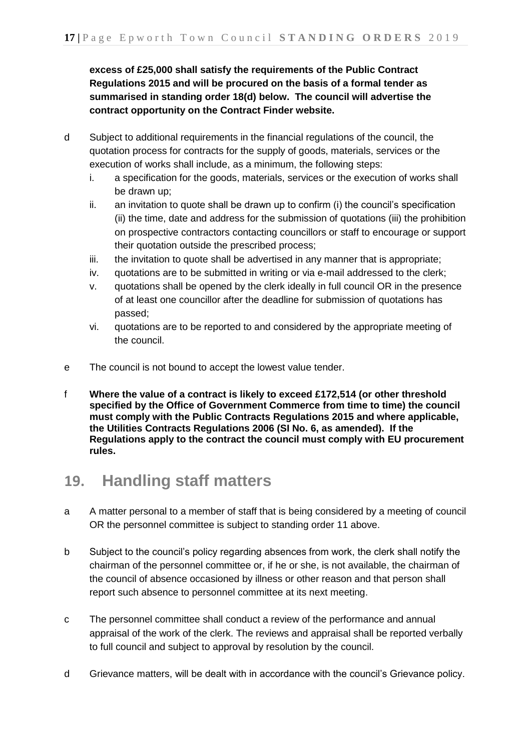**excess of £25,000 shall satisfy the requirements of the Public Contract Regulations 2015 and will be procured on the basis of a formal tender as summarised in standing order 18(d) below. The council will advertise the contract opportunity on the Contract Finder website.**

d Subject to additional requirements in the financial regulations of the council, the quotation process for contracts for the supply of goods, materials, services or the execution of works shall include, as a minimum, the following steps:

i. a specification for the goods, materials, services or the execution of works shall be drawn up;

ii. an invitation to quote shall be drawn up to confirm (i) the council's specification (ii) the time, date and address for the submission of quotations (iii) the prohibition on prospective contractors contacting councillors or staff to encourage or support their quotation outside the prescribed process;

iii. the invitation to quote shall be advertised in any manner that is appropriate;

iv. quotations are to be submitted in writing or via e-mail addressed to the clerk;

v. quotations shall be opened by the clerk ideally in full council OR in the presence of at least one councillor after the deadline for submission of quotations has passed;

vi. quotations are to be reported to and considered by the appropriate meeting of the council.

e The council is not bound to accept the lowest value tender.

f **Where the value of a contract is likely to exceed £172,514 (or other threshold specified by the Office of Government Commerce from time to time) the council must comply with the Public Contracts Regulations 2015 and where applicable, the Utilities Contracts Regulations 2006 (SI No. 6, as amended). If the Regulations apply to the contract the council must comply with EU procurement rules.**

## 19. Handling staff matters

a A matter personal to a member of staff that is being considered by a meeting of council OR the personnel committee is subject to standing order 11 above.

b Subject to the council's policy regarding absences from work, the clerk shall notify the chairman of the personnel committee or, if he or she, is not available, the chairman of the council of absence occasioned by illness or other reason and that person shall report such absence to personnel committee at its next meeting.

c The personnel committee shall conduct a review of the performance and annual appraisal of the work of the clerk. The reviews and appraisal shall be reported verbally to full council and subject to approval by resolution by the council.

d Grievance matters, will be dealt with in accordance with the council's Grievance policy.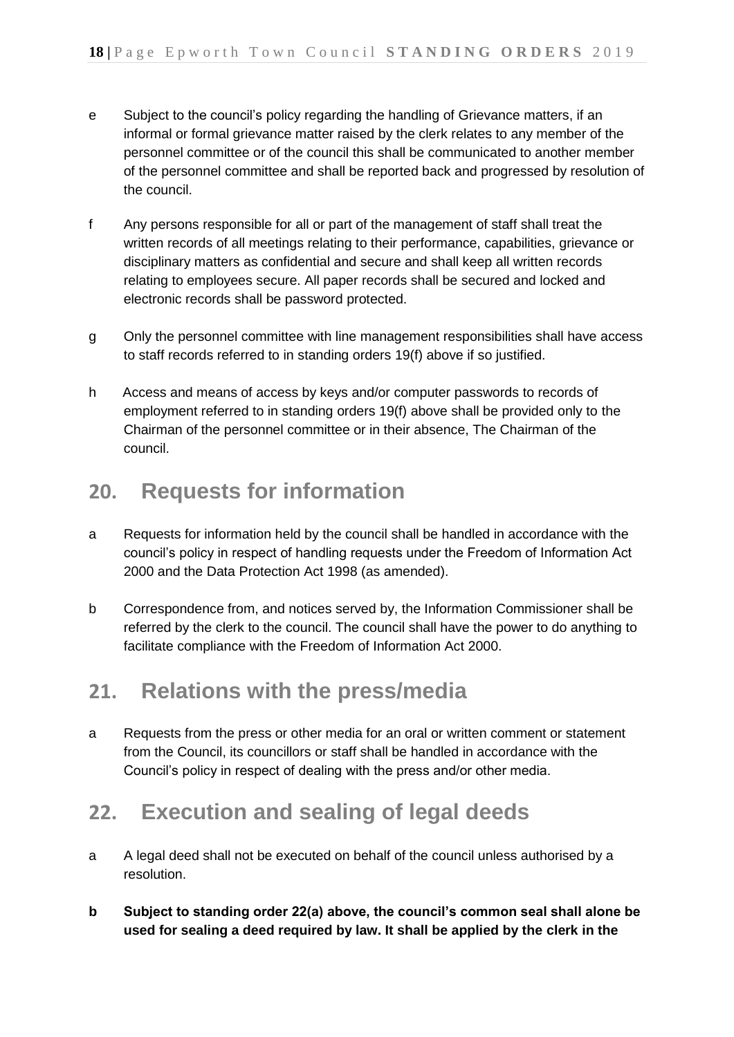e Subject to the council's policy regarding the handling of Grievance matters, if an informal or formal grievance matter raised by the clerk relates to any member of the personnel committee or of the council this shall be communicated to another member of the personnel committee and shall be reported back and progressed by resolution of the council.

f Any persons responsible for all or part of the management of staff shall treat the written records of all meetings relating to their performance, capabilities, grievance or disciplinary matters as confidential and secure and shall keep all written records relating to employees secure. All paper records shall be secured and locked and electronic records shall be password protected.

g Only the personnel committee with line management responsibilities shall have access to staff records referred to in standing orders 19(f) above if so justified.

h Access and means of access by keys and/or computer passwords to records of employment referred to in standing orders 19(f) above shall be provided only to the Chairman of the personnel committee or in their absence, The Chairman of the council.

## 20. Requests for information

a Requests for information held by the council shall be handled in accordance with the council's policy in respect of handling requests under the Freedom of Information Act 2000 and the Data Protection Act 1998 (as amended).

b Correspondence from, and notices served by, the Information Commissioner shall be referred by the clerk to the council. The council shall have the power to do anything to facilitate compliance with the Freedom of Information Act 2000.

## 21. Relations with the press/media

a Requests from the press or other media for an oral or written comment or statement from the Council, its councillors or staff shall be handled in accordance with the Council's policy in respect of dealing with the press and/or other media.

## 22. Execution and sealing of legal deeds

a A legal deed shall not be executed on behalf of the council unless authorised by a resolution.

**b Subject to standing order 22(a) above, the council's common seal shall alone be used for sealing a deed required by law. It shall be applied by the clerk in the**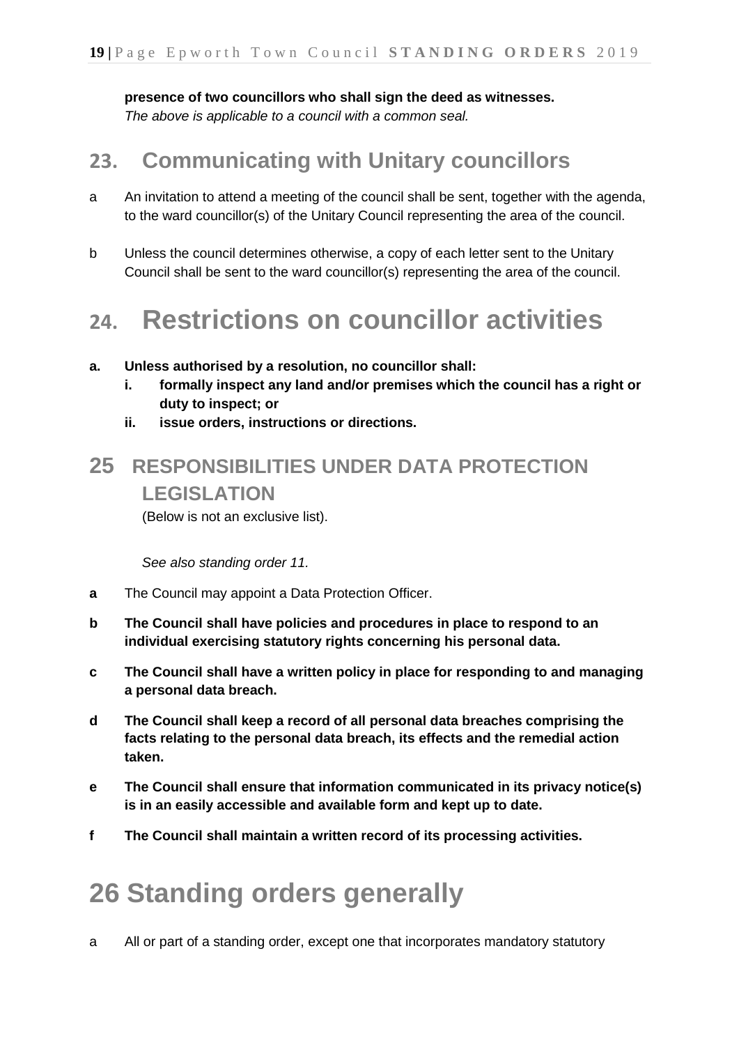**presence of two councillors who shall sign the deed as witnesses.**
*The above is applicable to a council with a common seal.*

## 23. Communicating with Unitary councillors

a An invitation to attend a meeting of the council shall be sent, together with the agenda, to the ward councillor(s) of the Unitary Council representing the area of the council.

b Unless the council determines otherwise, a copy of each letter sent to the Unitary Council shall be sent to the ward councillor(s) representing the area of the council.

# 24. Restrictions on councillor activities

**a. Unless authorised by a resolution, no councillor shall:**
   **i. formally inspect any land and/or premises which the council has a right or duty to inspect; or**
   **ii. issue orders, instructions or directions.**

## 25 RESPONSIBILITIES UNDER DATA PROTECTION LEGISLATION

(Below is not an exclusive list).

*See also standing order 11.*

**a** The Council may appoint a Data Protection Officer.

**b The Council shall have policies and procedures in place to respond to an individual exercising statutory rights concerning his personal data.**

**c The Council shall have a written policy in place for responding to and managing a personal data breach.**

**d The Council shall keep a record of all personal data breaches comprising the facts relating to the personal data breach, its effects and the remedial action taken.**

**e The Council shall ensure that information communicated in its privacy notice(s) is in an easily accessible and available form and kept up to date.**

**f The Council shall maintain a written record of its processing activities.**

# 26 Standing orders generally

a All or part of a standing order, except one that incorporates mandatory statutory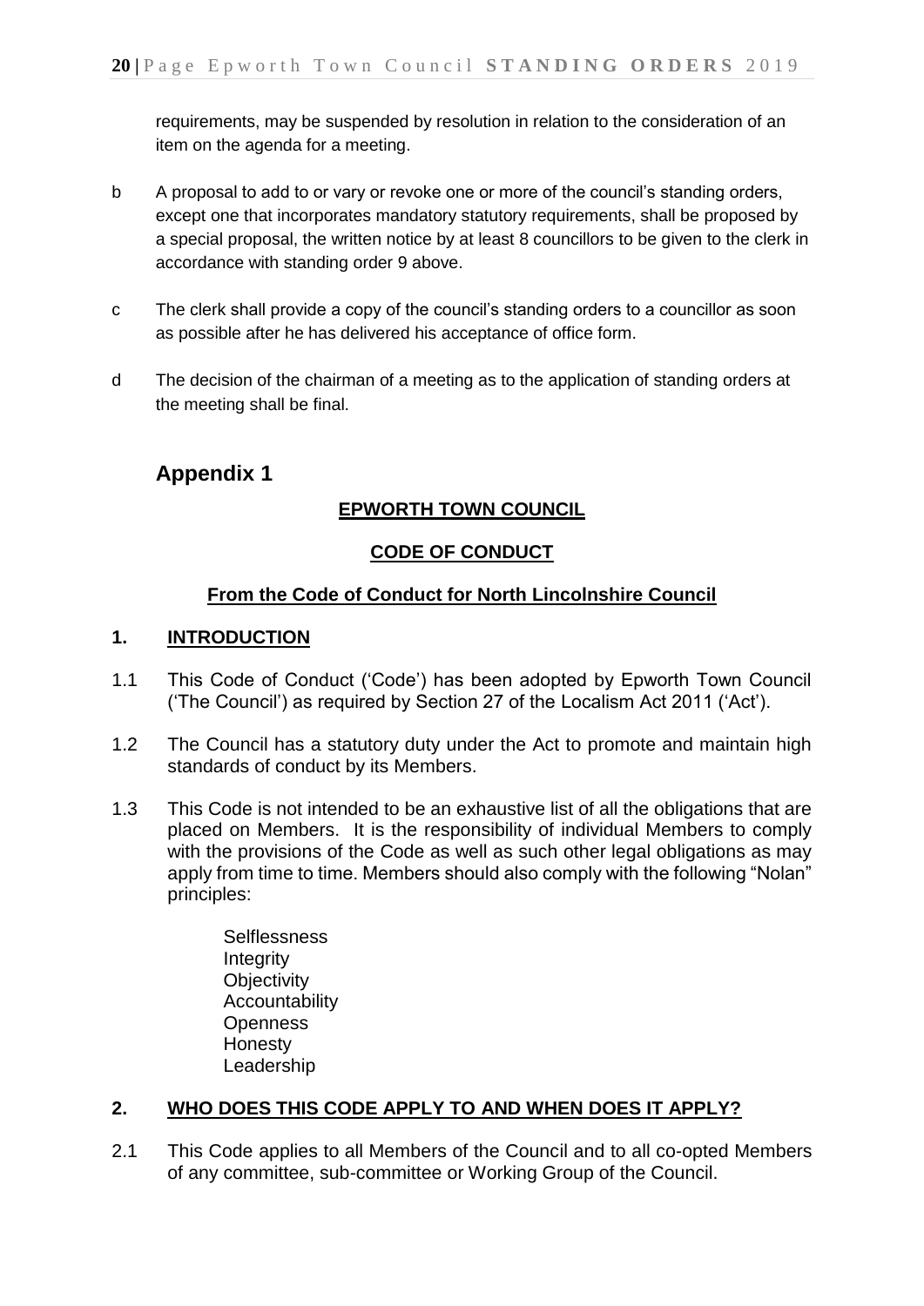requirements, may be suspended by resolution in relation to the consideration of an item on the agenda for a meeting.

b A proposal to add to or vary or revoke one or more of the council's standing orders, except one that incorporates mandatory statutory requirements, shall be proposed by a special proposal, the written notice by at least 8 councillors to be given to the clerk in accordance with standing order 9 above.

c The clerk shall provide a copy of the council's standing orders to a councillor as soon as possible after he has delivered his acceptance of office form.

d The decision of the chairman of a meeting as to the application of standing orders at the meeting shall be final.

## Appendix 1

**EPWORTH TOWN COUNCIL**

**CODE OF CONDUCT**

**From the Code of Conduct for North Lincolnshire Council**

### 1. INTRODUCTION

1.1 This Code of Conduct ('Code') has been adopted by Epworth Town Council ('The Council') as required by Section 27 of the Localism Act 2011 ('Act').

1.2 The Council has a statutory duty under the Act to promote and maintain high standards of conduct by its Members.

1.3 This Code is not intended to be an exhaustive list of all the obligations that are placed on Members. It is the responsibility of individual Members to comply with the provisions of the Code as well as such other legal obligations as may apply from time to time. Members should also comply with the following "Nolan" principles:

Selflessness
Integrity
Objectivity
Accountability
Openness
Honesty
Leadership

### 2. WHO DOES THIS CODE APPLY TO AND WHEN DOES IT APPLY?

2.1 This Code applies to all Members of the Council and to all co-opted Members of any committee, sub-committee or Working Group of the Council.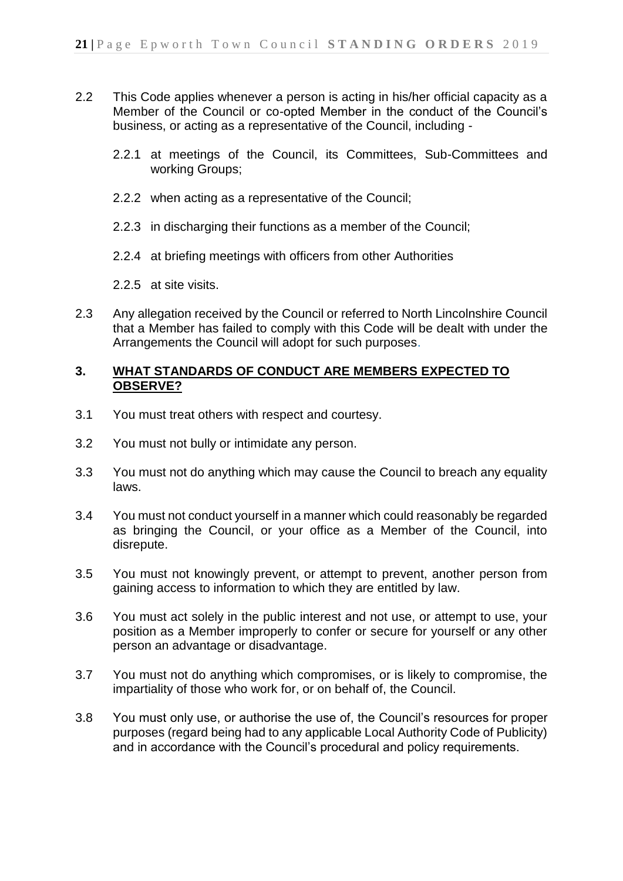2.2 This Code applies whenever a person is acting in his/her official capacity as a Member of the Council or co-opted Member in the conduct of the Council's business, or acting as a representative of the Council, including -

2.2.1 at meetings of the Council, its Committees, Sub-Committees and working Groups;

2.2.2 when acting as a representative of the Council;

2.2.3 in discharging their functions as a member of the Council;

2.2.4 at briefing meetings with officers from other Authorities

2.2.5 at site visits.

2.3 Any allegation received by the Council or referred to North Lincolnshire Council that a Member has failed to comply with this Code will be dealt with under the Arrangements the Council will adopt for such purposes.

## 3. WHAT STANDARDS OF CONDUCT ARE MEMBERS EXPECTED TO OBSERVE?

3.1 You must treat others with respect and courtesy.

3.2 You must not bully or intimidate any person.

3.3 You must not do anything which may cause the Council to breach any equality laws.

3.4 You must not conduct yourself in a manner which could reasonably be regarded as bringing the Council, or your office as a Member of the Council, into disrepute.

3.5 You must not knowingly prevent, or attempt to prevent, another person from gaining access to information to which they are entitled by law.

3.6 You must act solely in the public interest and not use, or attempt to use, your position as a Member improperly to confer or secure for yourself or any other person an advantage or disadvantage.

3.7 You must not do anything which compromises, or is likely to compromise, the impartiality of those who work for, or on behalf of, the Council.

3.8 You must only use, or authorise the use of, the Council's resources for proper purposes (regard being had to any applicable Local Authority Code of Publicity) and in accordance with the Council's procedural and policy requirements.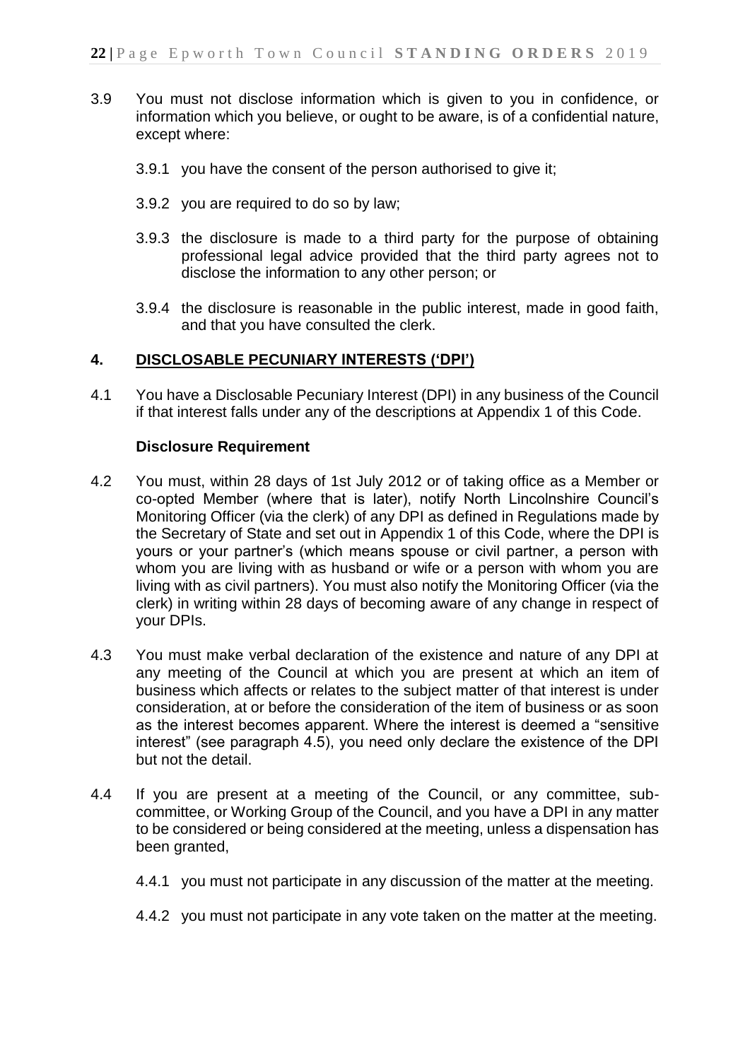3.9 You must not disclose information which is given to you in confidence, or information which you believe, or ought to be aware, is of a confidential nature, except where:

3.9.1 you have the consent of the person authorised to give it;

3.9.2 you are required to do so by law;

3.9.3 the disclosure is made to a third party for the purpose of obtaining professional legal advice provided that the third party agrees not to disclose the information to any other person; or

3.9.4 the disclosure is reasonable in the public interest, made in good faith, and that you have consulted the clerk.

## 4. DISCLOSABLE PECUNIARY INTERESTS ('DPI')

4.1 You have a Disclosable Pecuniary Interest (DPI) in any business of the Council if that interest falls under any of the descriptions at Appendix 1 of this Code.

**Disclosure Requirement**

4.2 You must, within 28 days of 1st July 2012 or of taking office as a Member or co-opted Member (where that is later), notify North Lincolnshire Council's Monitoring Officer (via the clerk) of any DPI as defined in Regulations made by the Secretary of State and set out in Appendix 1 of this Code, where the DPI is yours or your partner's (which means spouse or civil partner, a person with whom you are living with as husband or wife or a person with whom you are living with as civil partners). You must also notify the Monitoring Officer (via the clerk) in writing within 28 days of becoming aware of any change in respect of your DPIs.

4.3 You must make verbal declaration of the existence and nature of any DPI at any meeting of the Council at which you are present at which an item of business which affects or relates to the subject matter of that interest is under consideration, at or before the consideration of the item of business or as soon as the interest becomes apparent. Where the interest is deemed a "sensitive interest" (see paragraph 4.5), you need only declare the existence of the DPI but not the detail.

4.4 If you are present at a meeting of the Council, or any committee, sub-committee, or Working Group of the Council, and you have a DPI in any matter to be considered or being considered at the meeting, unless a dispensation has been granted,

4.4.1 you must not participate in any discussion of the matter at the meeting.

4.4.2 you must not participate in any vote taken on the matter at the meeting.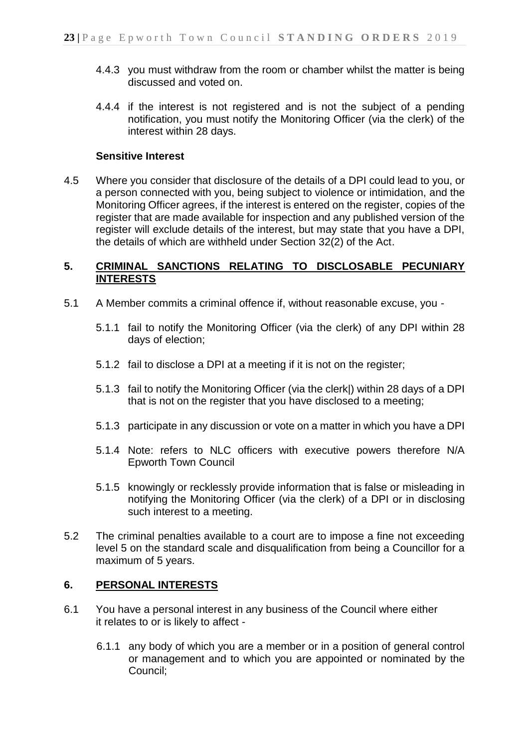4.4.3 you must withdraw from the room or chamber whilst the matter is being discussed and voted on.

4.4.4 if the interest is not registered and is not the subject of a pending notification, you must notify the Monitoring Officer (via the clerk) of the interest within 28 days.

**Sensitive Interest**

4.5 Where you consider that disclosure of the details of a DPI could lead to you, or a person connected with you, being subject to violence or intimidation, and the Monitoring Officer agrees, if the interest is entered on the register, copies of the register that are made available for inspection and any published version of the register will exclude details of the interest, but may state that you have a DPI, the details of which are withheld under Section 32(2) of the Act.

## 5. CRIMINAL SANCTIONS RELATING TO DISCLOSABLE PECUNIARY INTERESTS

5.1 A Member commits a criminal offence if, without reasonable excuse, you -

5.1.1 fail to notify the Monitoring Officer (via the clerk) of any DPI within 28 days of election;

5.1.2 fail to disclose a DPI at a meeting if it is not on the register;

5.1.3 fail to notify the Monitoring Officer (via the clerk|) within 28 days of a DPI that is not on the register that you have disclosed to a meeting;

5.1.3 participate in any discussion or vote on a matter in which you have a DPI

5.1.4 Note: refers to NLC officers with executive powers therefore N/A Epworth Town Council

5.1.5 knowingly or recklessly provide information that is false or misleading in notifying the Monitoring Officer (via the clerk) of a DPI or in disclosing such interest to a meeting.

5.2 The criminal penalties available to a court are to impose a fine not exceeding level 5 on the standard scale and disqualification from being a Councillor for a maximum of 5 years.

## 6. PERSONAL INTERESTS

6.1 You have a personal interest in any business of the Council where either it relates to or is likely to affect -

6.1.1 any body of which you are a member or in a position of general control or management and to which you are appointed or nominated by the Council;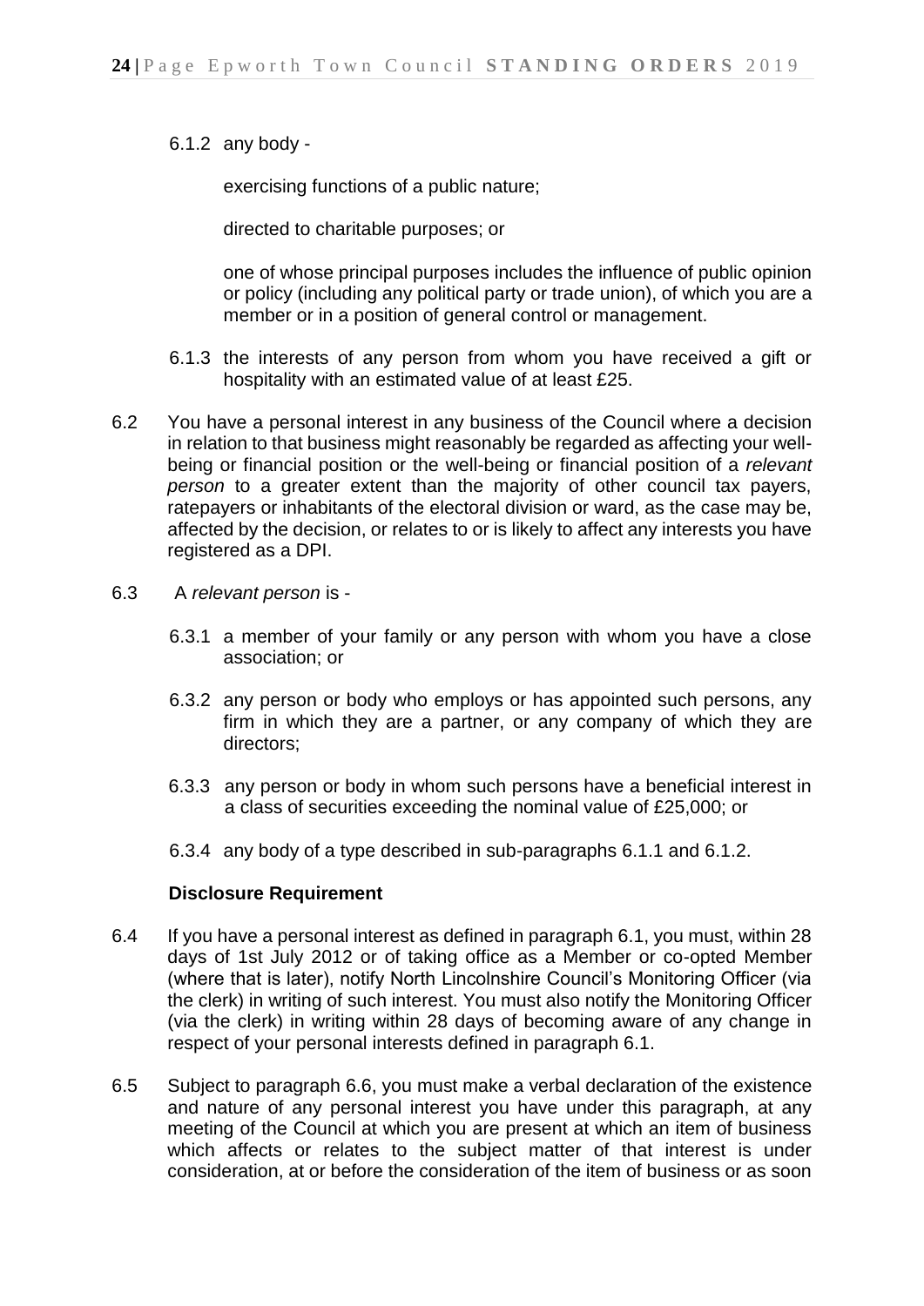6.1.2 any body -

exercising functions of a public nature;

directed to charitable purposes; or

one of whose principal purposes includes the influence of public opinion or policy (including any political party or trade union), of which you are a member or in a position of general control or management.

6.1.3 the interests of any person from whom you have received a gift or hospitality with an estimated value of at least £25.

6.2 You have a personal interest in any business of the Council where a decision in relation to that business might reasonably be regarded as affecting your well-being or financial position or the well-being or financial position of a *relevant person* to a greater extent than the majority of other council tax payers, ratepayers or inhabitants of the electoral division or ward, as the case may be, affected by the decision, or relates to or is likely to affect any interests you have registered as a DPI.

6.3 A *relevant person* is -

6.3.1 a member of your family or any person with whom you have a close association; or

6.3.2 any person or body who employs or has appointed such persons, any firm in which they are a partner, or any company of which they are directors;

6.3.3 any person or body in whom such persons have a beneficial interest in a class of securities exceeding the nominal value of £25,000; or

6.3.4 any body of a type described in sub-paragraphs 6.1.1 and 6.1.2.

**Disclosure Requirement**

6.4 If you have a personal interest as defined in paragraph 6.1, you must, within 28 days of 1st July 2012 or of taking office as a Member or co-opted Member (where that is later), notify North Lincolnshire Council's Monitoring Officer (via the clerk) in writing of such interest. You must also notify the Monitoring Officer (via the clerk) in writing within 28 days of becoming aware of any change in respect of your personal interests defined in paragraph 6.1.

6.5 Subject to paragraph 6.6, you must make a verbal declaration of the existence and nature of any personal interest you have under this paragraph, at any meeting of the Council at which you are present at which an item of business which affects or relates to the subject matter of that interest is under consideration, at or before the consideration of the item of business or as soon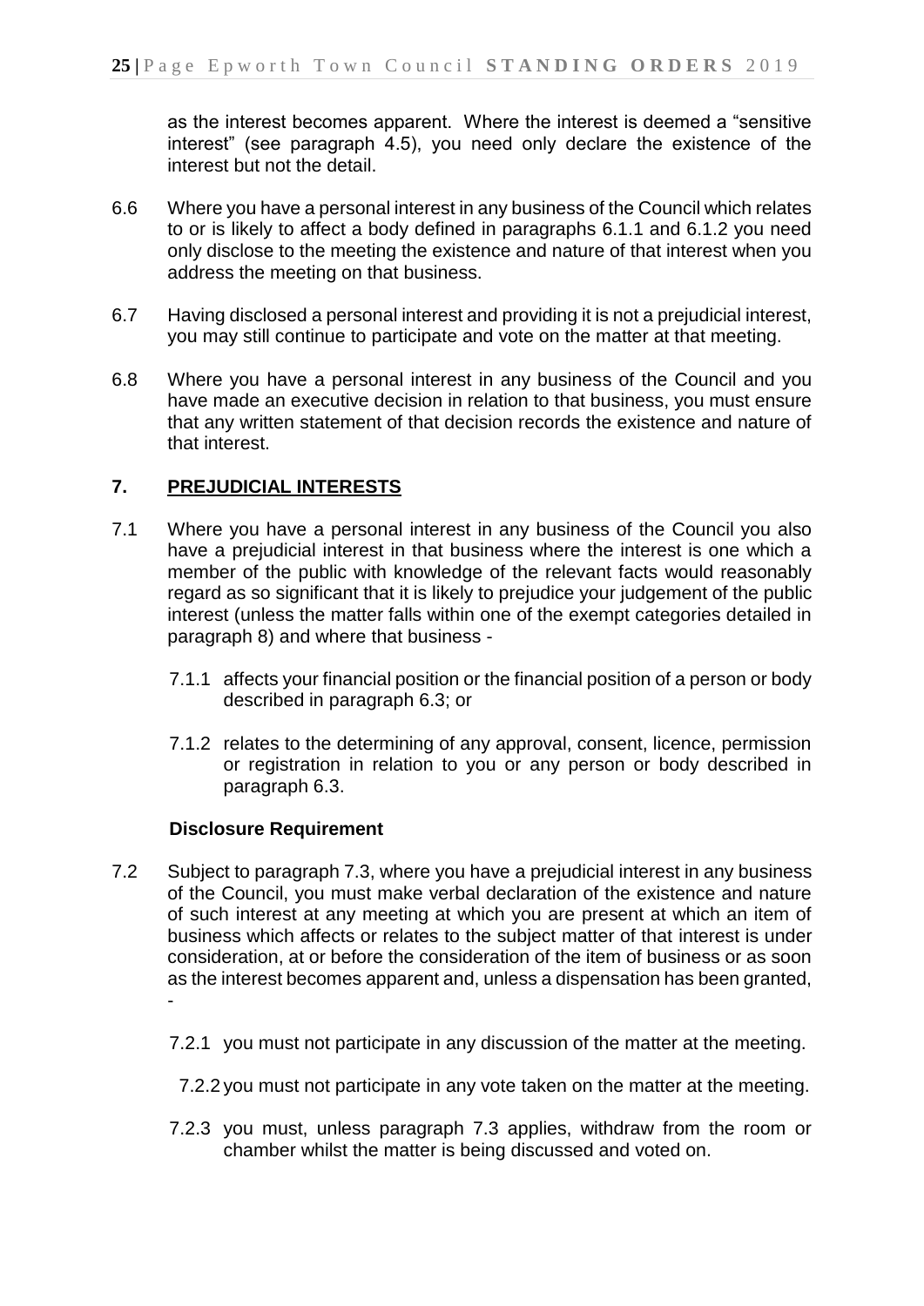as the interest becomes apparent. Where the interest is deemed a "sensitive interest" (see paragraph 4.5), you need only declare the existence of the interest but not the detail.

6.6 Where you have a personal interest in any business of the Council which relates to or is likely to affect a body defined in paragraphs 6.1.1 and 6.1.2 you need only disclose to the meeting the existence and nature of that interest when you address the meeting on that business.

6.7 Having disclosed a personal interest and providing it is not a prejudicial interest, you may still continue to participate and vote on the matter at that meeting.

6.8 Where you have a personal interest in any business of the Council and you have made an executive decision in relation to that business, you must ensure that any written statement of that decision records the existence and nature of that interest.

## 7. PREJUDICIAL INTERESTS

7.1 Where you have a personal interest in any business of the Council you also have a prejudicial interest in that business where the interest is one which a member of the public with knowledge of the relevant facts would reasonably regard as so significant that it is likely to prejudice your judgement of the public interest (unless the matter falls within one of the exempt categories detailed in paragraph 8) and where that business -

7.1.1 affects your financial position or the financial position of a person or body described in paragraph 6.3; or

7.1.2 relates to the determining of any approval, consent, licence, permission or registration in relation to you or any person or body described in paragraph 6.3.

**Disclosure Requirement**

7.2 Subject to paragraph 7.3, where you have a prejudicial interest in any business of the Council, you must make verbal declaration of the existence and nature of such interest at any meeting at which you are present at which an item of business which affects or relates to the subject matter of that interest is under consideration, at or before the consideration of the item of business or as soon as the interest becomes apparent and, unless a dispensation has been granted, -

7.2.1 you must not participate in any discussion of the matter at the meeting.

7.2.2 you must not participate in any vote taken on the matter at the meeting.

7.2.3 you must, unless paragraph 7.3 applies, withdraw from the room or chamber whilst the matter is being discussed and voted on.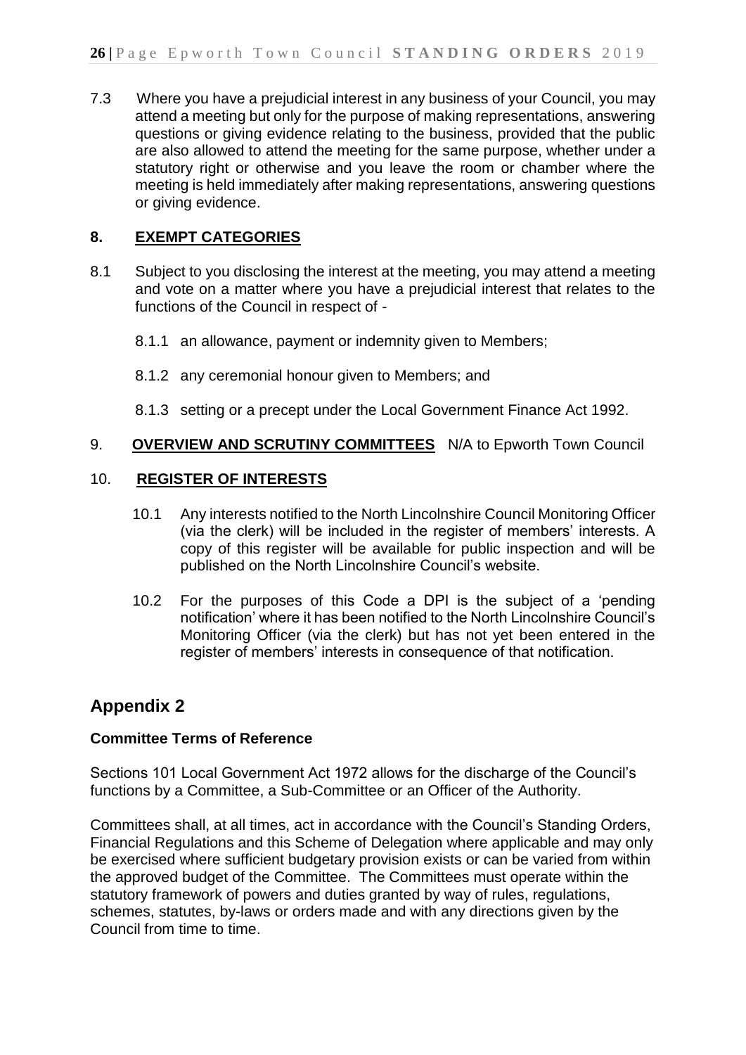7.3 Where you have a prejudicial interest in any business of your Council, you may attend a meeting but only for the purpose of making representations, answering questions or giving evidence relating to the business, provided that the public are also allowed to attend the meeting for the same purpose, whether under a statutory right or otherwise and you leave the room or chamber where the meeting is held immediately after making representations, answering questions or giving evidence.

## 8. EXEMPT CATEGORIES

8.1 Subject to you disclosing the interest at the meeting, you may attend a meeting and vote on a matter where you have a prejudicial interest that relates to the functions of the Council in respect of -

8.1.1 an allowance, payment or indemnity given to Members;

8.1.2 any ceremonial honour given to Members; and

8.1.3 setting or a precept under the Local Government Finance Act 1992.

## 9. OVERVIEW AND SCRUTINY COMMITTEES N/A to Epworth Town Council

## 10. REGISTER OF INTERESTS

10.1 Any interests notified to the North Lincolnshire Council Monitoring Officer (via the clerk) will be included in the register of members' interests. A copy of this register will be available for public inspection and will be published on the North Lincolnshire Council's website.

10.2 For the purposes of this Code a DPI is the subject of a 'pending notification' where it has been notified to the North Lincolnshire Council's Monitoring Officer (via the clerk) but has not yet been entered in the register of members' interests in consequence of that notification.

# Appendix 2

### Committee Terms of Reference

Sections 101 Local Government Act 1972 allows for the discharge of the Council's functions by a Committee, a Sub-Committee or an Officer of the Authority.

Committees shall, at all times, act in accordance with the Council's Standing Orders, Financial Regulations and this Scheme of Delegation where applicable and may only be exercised where sufficient budgetary provision exists or can be varied from within the approved budget of the Committee. The Committees must operate within the statutory framework of powers and duties granted by way of rules, regulations, schemes, statutes, by-laws or orders made and with any directions given by the Council from time to time.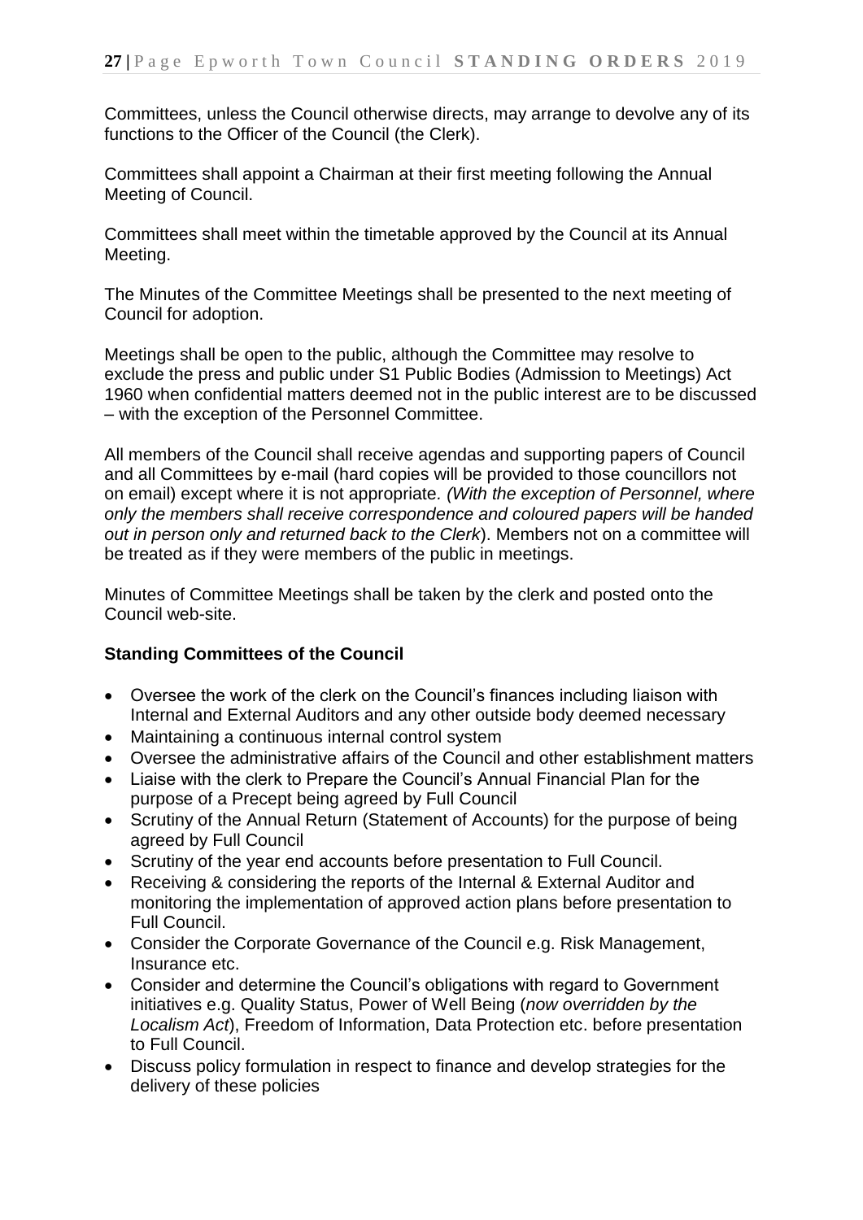Committees, unless the Council otherwise directs, may arrange to devolve any of its functions to the Officer of the Council (the Clerk).

Committees shall appoint a Chairman at their first meeting following the Annual Meeting of Council.

Committees shall meet within the timetable approved by the Council at its Annual Meeting.

The Minutes of the Committee Meetings shall be presented to the next meeting of Council for adoption.

Meetings shall be open to the public, although the Committee may resolve to exclude the press and public under S1 Public Bodies (Admission to Meetings) Act 1960 when confidential matters deemed not in the public interest are to be discussed – with the exception of the Personnel Committee.

All members of the Council shall receive agendas and supporting papers of Council and all Committees by e-mail (hard copies will be provided to those councillors not on email) except where it is not appropriate. *(With the exception of Personnel, where only the members shall receive correspondence and coloured papers will be handed out in person only and returned back to the Clerk*). Members not on a committee will be treated as if they were members of the public in meetings.

Minutes of Committee Meetings shall be taken by the clerk and posted onto the Council web-site.

**Standing Committees of the Council**

- Oversee the work of the clerk on the Council's finances including liaison with Internal and External Auditors and any other outside body deemed necessary
- Maintaining a continuous internal control system
- Oversee the administrative affairs of the Council and other establishment matters
- Liaise with the clerk to Prepare the Council's Annual Financial Plan for the purpose of a Precept being agreed by Full Council
- Scrutiny of the Annual Return (Statement of Accounts) for the purpose of being agreed by Full Council
- Scrutiny of the year end accounts before presentation to Full Council.
- Receiving & considering the reports of the Internal & External Auditor and monitoring the implementation of approved action plans before presentation to Full Council.
- Consider the Corporate Governance of the Council e.g. Risk Management, Insurance etc.
- Consider and determine the Council's obligations with regard to Government initiatives e.g. Quality Status, Power of Well Being (*now overridden by the Localism Act*), Freedom of Information, Data Protection etc. before presentation to Full Council.
- Discuss policy formulation in respect to finance and develop strategies for the delivery of these policies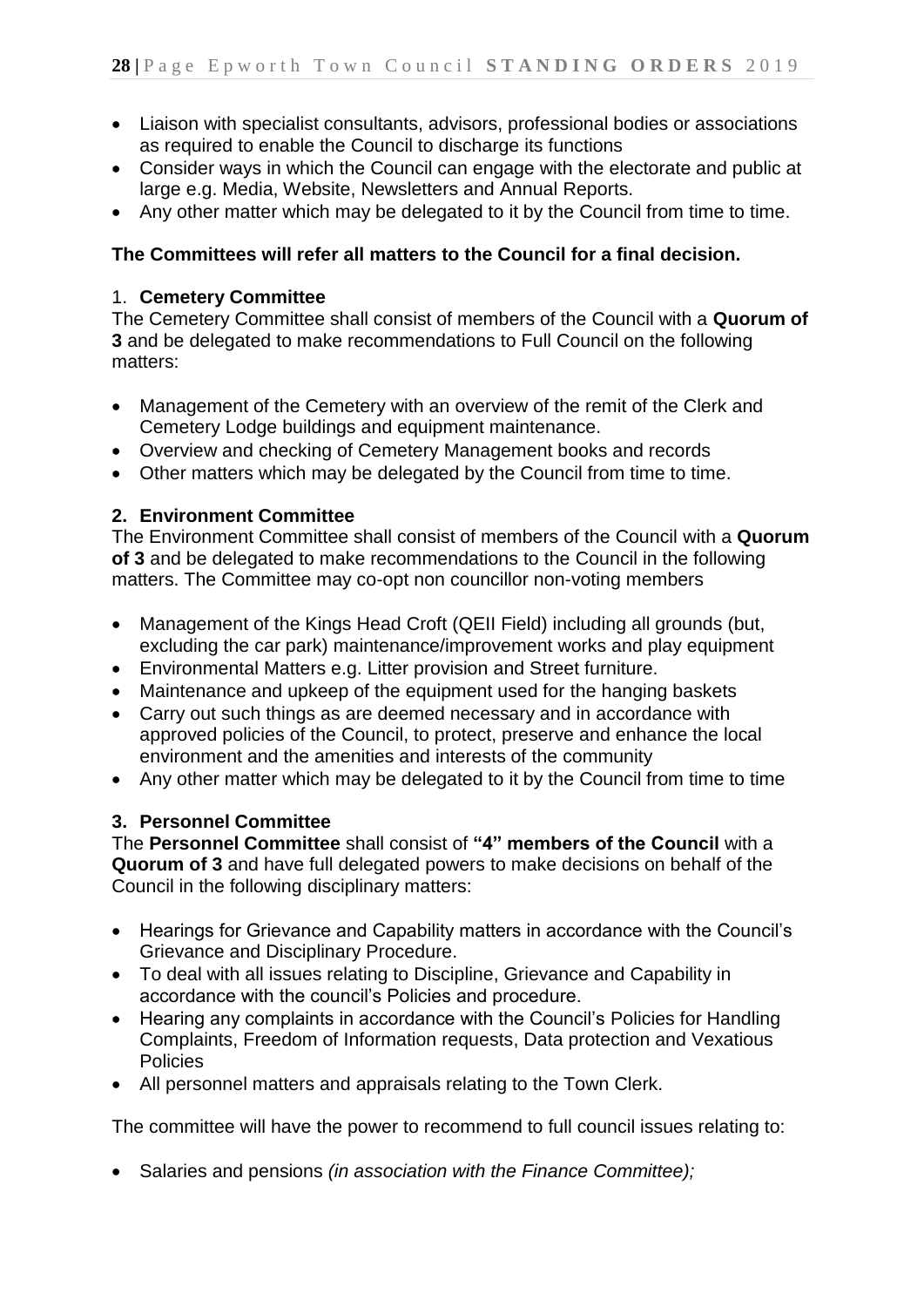- Liaison with specialist consultants, advisors, professional bodies or associations as required to enable the Council to discharge its functions
- Consider ways in which the Council can engage with the electorate and public at large e.g. Media, Website, Newsletters and Annual Reports.
- Any other matter which may be delegated to it by the Council from time to time.

**The Committees will refer all matters to the Council for a final decision.**

1. **Cemetery Committee**

The Cemetery Committee shall consist of members of the Council with a **Quorum of 3** and be delegated to make recommendations to Full Council on the following matters:

- Management of the Cemetery with an overview of the remit of the Clerk and Cemetery Lodge buildings and equipment maintenance.
- Overview and checking of Cemetery Management books and records
- Other matters which may be delegated by the Council from time to time.

**2. Environment Committee**

The Environment Committee shall consist of members of the Council with a **Quorum of 3** and be delegated to make recommendations to the Council in the following matters. The Committee may co-opt non councillor non-voting members

- Management of the Kings Head Croft (QEII Field) including all grounds (but, excluding the car park) maintenance/improvement works and play equipment
- Environmental Matters e.g. Litter provision and Street furniture.
- Maintenance and upkeep of the equipment used for the hanging baskets
- Carry out such things as are deemed necessary and in accordance with approved policies of the Council, to protect, preserve and enhance the local environment and the amenities and interests of the community
- Any other matter which may be delegated to it by the Council from time to time

**3. Personnel Committee**

The **Personnel Committee** shall consist of **"4" members of the Council** with a **Quorum of 3** and have full delegated powers to make decisions on behalf of the Council in the following disciplinary matters:

- Hearings for Grievance and Capability matters in accordance with the Council's Grievance and Disciplinary Procedure.
- To deal with all issues relating to Discipline, Grievance and Capability in accordance with the council's Policies and procedure.
- Hearing any complaints in accordance with the Council's Policies for Handling Complaints, Freedom of Information requests, Data protection and Vexatious Policies
- All personnel matters and appraisals relating to the Town Clerk.

The committee will have the power to recommend to full council issues relating to:

- Salaries and pensions *(in association with the Finance Committee);*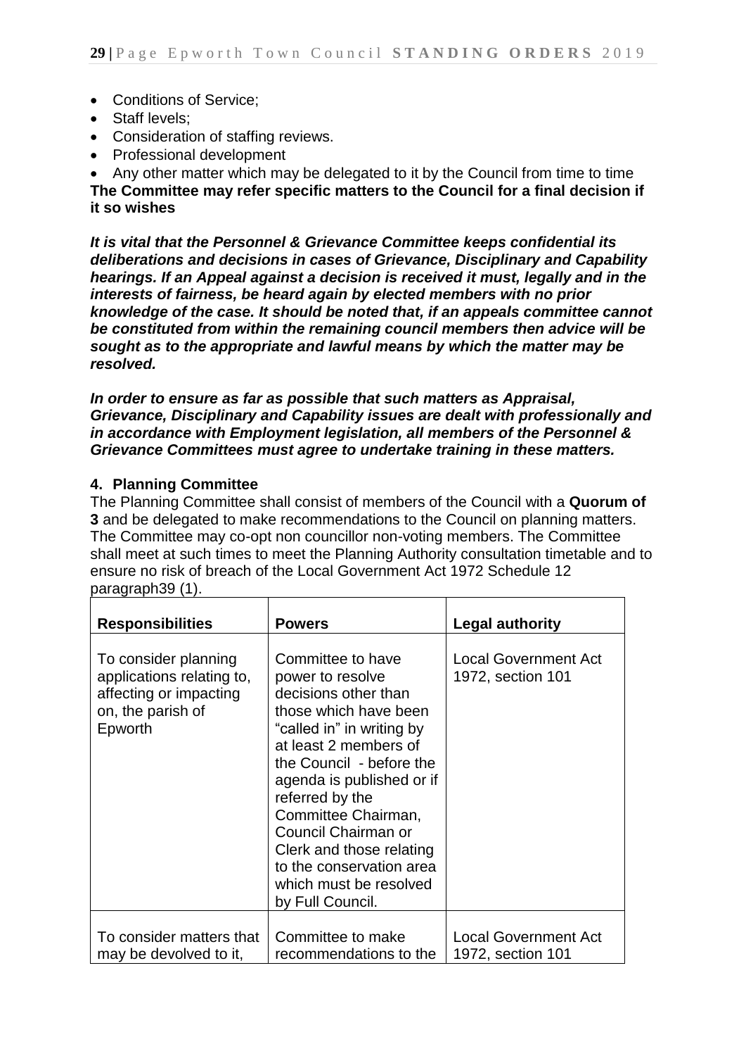- Conditions of Service;
- Staff levels;
- Consideration of staffing reviews.
- Professional development
- Any other matter which may be delegated to it by the Council from time to time

**The Committee may refer specific matters to the Council for a final decision if it so wishes**

***It is vital that the Personnel & Grievance Committee keeps confidential its deliberations and decisions in cases of Grievance, Disciplinary and Capability hearings. If an Appeal against a decision is received it must, legally and in the interests of fairness, be heard again by elected members with no prior knowledge of the case. It should be noted that, if an appeals committee cannot be constituted from within the remaining council members then advice will be sought as to the appropriate and lawful means by which the matter may be resolved.***

***In order to ensure as far as possible that such matters as Appraisal, Grievance, Disciplinary and Capability issues are dealt with professionally and in accordance with Employment legislation, all members of the Personnel & Grievance Committees must agree to undertake training in these matters.***

**4. Planning Committee**

The Planning Committee shall consist of members of the Council with a **Quorum of 3** and be delegated to make recommendations to the Council on planning matters. The Committee may co-opt non councillor non-voting members. The Committee shall meet at such times to meet the Planning Authority consultation timetable and to ensure no risk of breach of the Local Government Act 1972 Schedule 12 paragraph39 (1).

| **Responsibilities** | **Powers** | **Legal authority** |
|---|---|---|
| To consider planning applications relating to, affecting or impacting on, the parish of Epworth | Committee to have power to resolve decisions other than those which have been "called in" in writing by at least 2 members of the Council - before the agenda is published or if referred by the Committee Chairman, Council Chairman or Clerk and those relating to the conservation area which must be resolved by Full Council. | Local Government Act 1972, section 101 |
| To consider matters that may be devolved to it, | Committee to make recommendations to the | Local Government Act 1972, section 101 |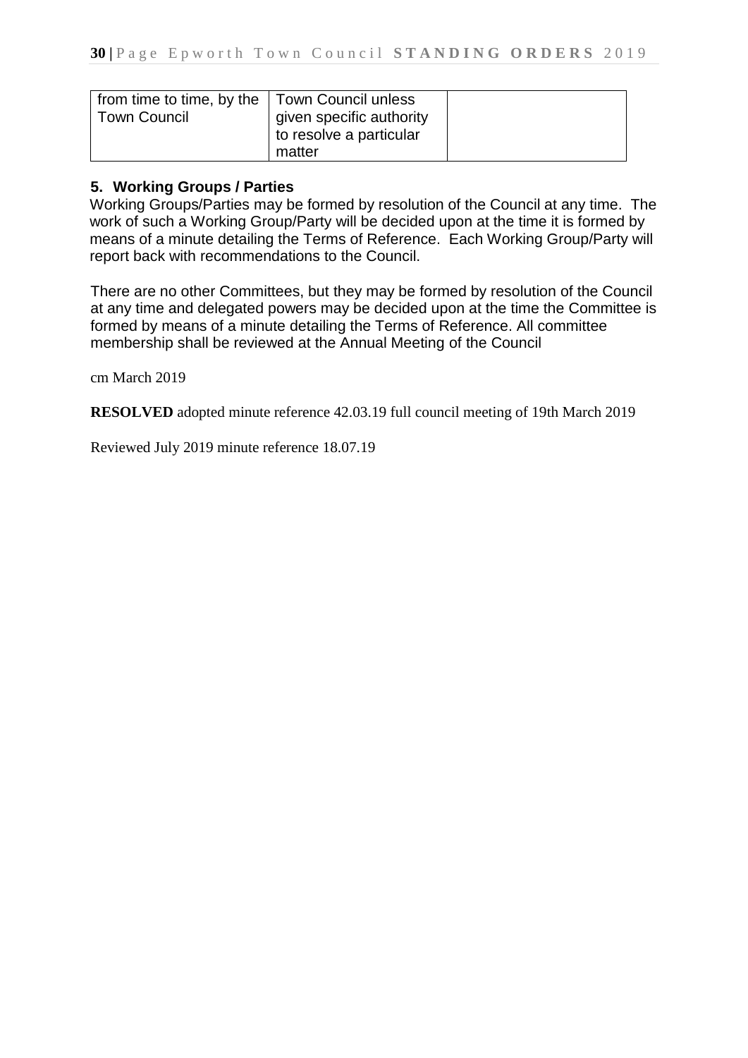| | | |
|---|---|---|
| from time to time, by the Town Council | Town Council unless given specific authority to resolve a particular matter | |

## 5. Working Groups / Parties

Working Groups/Parties may be formed by resolution of the Council at any time. The work of such a Working Group/Party will be decided upon at the time it is formed by means of a minute detailing the Terms of Reference. Each Working Group/Party will report back with recommendations to the Council.

There are no other Committees, but they may be formed by resolution of the Council at any time and delegated powers may be decided upon at the time the Committee is formed by means of a minute detailing the Terms of Reference. All committee membership shall be reviewed at the Annual Meeting of the Council

cm March 2019

**RESOLVED** adopted minute reference 42.03.19 full council meeting of 19th March 2019

Reviewed July 2019 minute reference 18.07.19